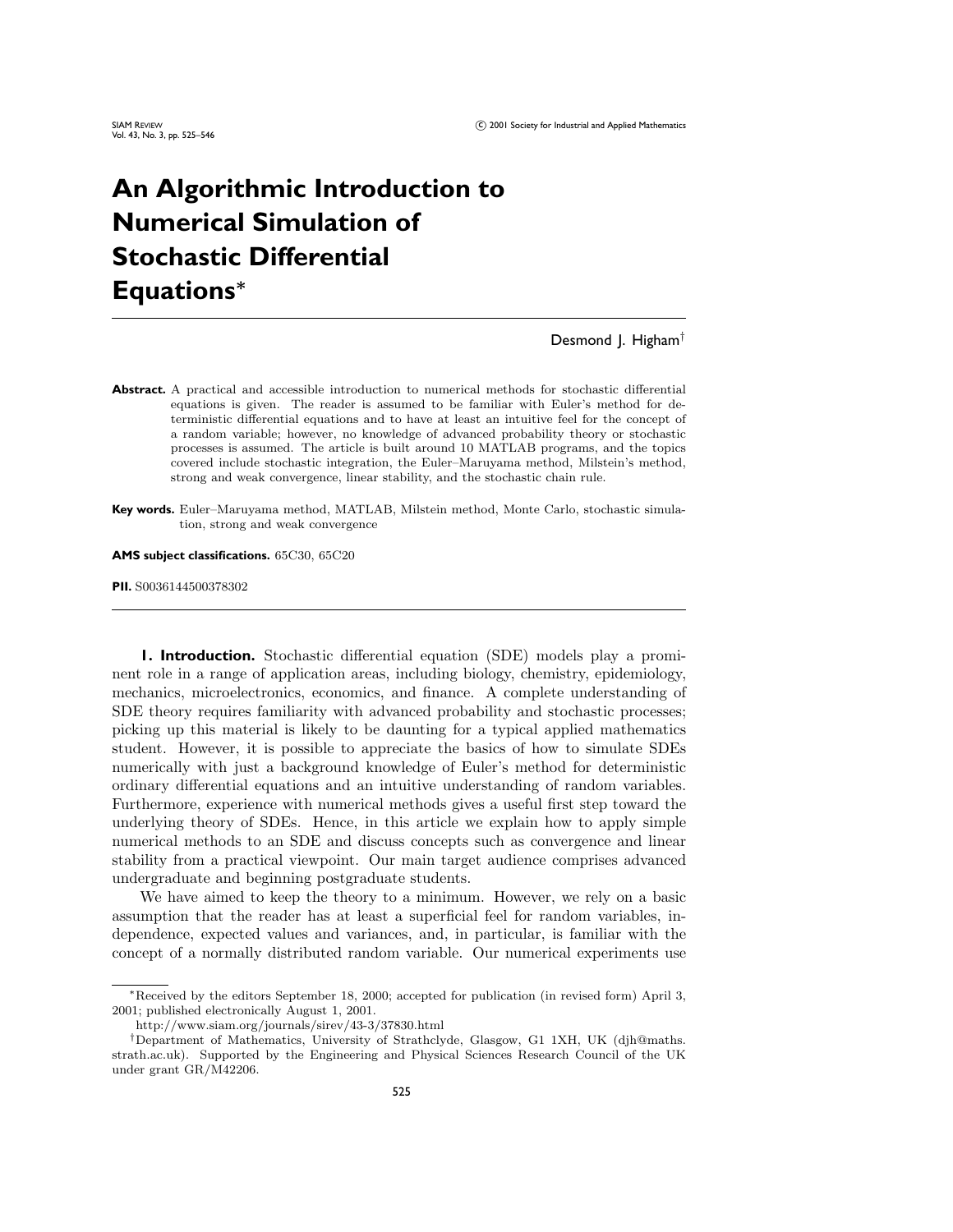# An Algorithmic Introduction to Numerical Simulation of Stochastic Differential Equations*

Desmond J. Higham[†]

**Abstract.** A practical and accessible introduction to numerical methods for stochastic differential equations is given. The reader is assumed to be familiar with Euler's method for deterministic differential equations and to have at least an intuitive feel for the concept of a random variable; however, no knowledge of advanced probability theory or stochastic processes is assumed. The article is built around 10 MATLAB programs, and the topics covered include stochastic integration, the Euler–Maruyama method, Milstein's method, strong and weak convergence, linear stability, and the stochastic chain rule.

**Key words.** Euler–Maruyama method, MATLAB, Milstein method, Monte Carlo, stochastic simulation, strong and weak convergence

**AMS subject classifications.** 65C30, 65C20

**PII.** S0036144500378302

## 1. Introduction.

Stochastic differential equation (SDE) models play a prominent role in a range of application areas, including biology, chemistry, epidemiology, mechanics, microelectronics, economics, and finance. A complete understanding of SDE theory requires familiarity with advanced probability and stochastic processes; picking up this material is likely to be daunting for a typical applied mathematics student. However, it is possible to appreciate the basics of how to simulate SDEs numerically with just a background knowledge of Euler's method for deterministic ordinary differential equations and an intuitive understanding of random variables. Furthermore, experience with numerical methods gives a useful first step toward the underlying theory of SDEs. Hence, in this article we explain how to apply simple numerical methods to an SDE and discuss concepts such as convergence and linear stability from a practical viewpoint. Our main target audience comprises advanced undergraduate and beginning postgraduate students.

We have aimed to keep the theory to a minimum. However, we rely on a basic assumption that the reader has at least a superficial feel for random variables, independence, expected values and variances, and, in particular, is familiar with the concept of a normally distributed random variable. Our numerical experiments use

---

*Received by the editors September 18, 2000; accepted for publication (in revised form) April 3, 2001; published electronically August 1, 2001.

http://www.siam.org/journals/sirev/43-3/37830.html

[†]Department of Mathematics, University of Strathclyde, Glasgow, G1 1XH, UK (djh@maths.strath.ac.uk). Supported by the Engineering and Physical Sciences Research Council of the UK under grant GR/M42206.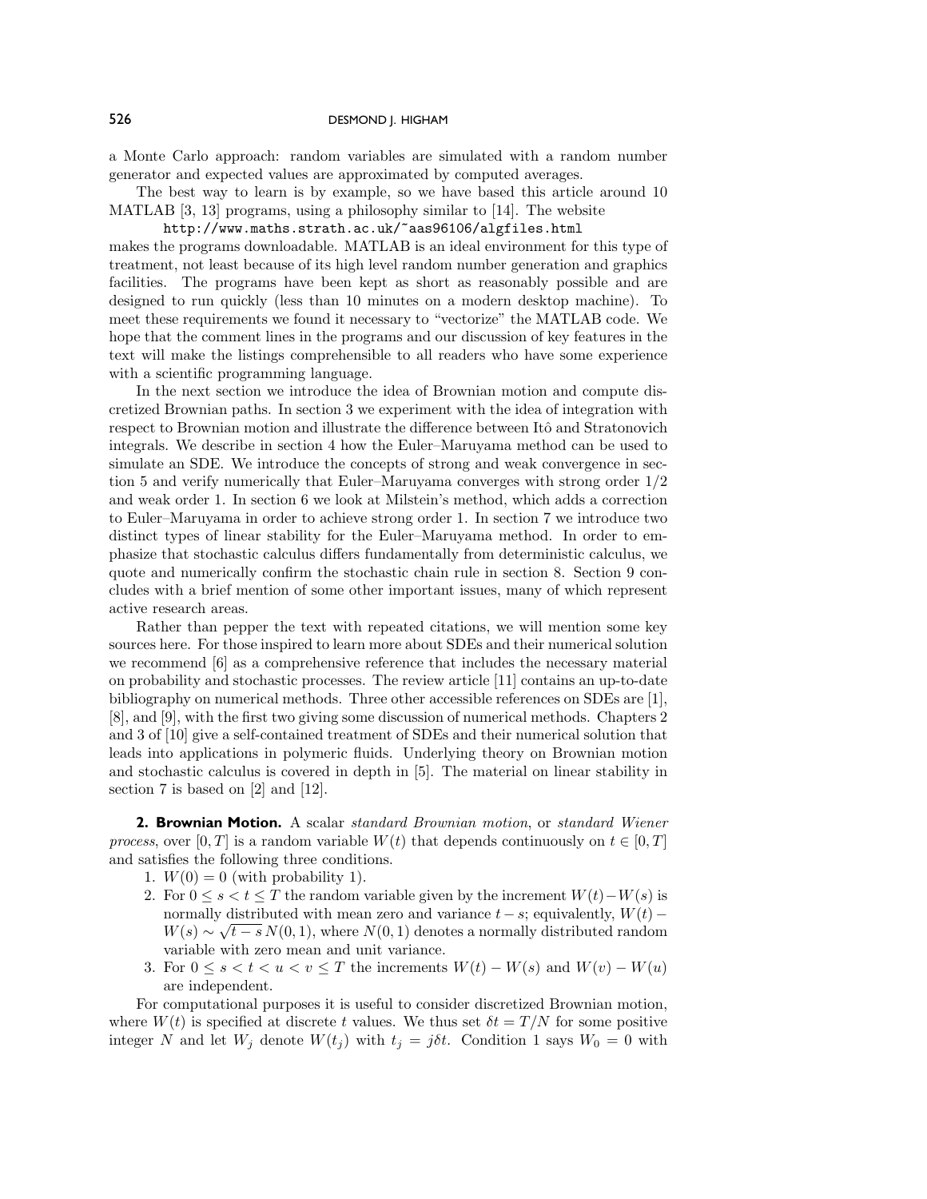a Monte Carlo approach: random variables are simulated with a random number generator and expected values are approximated by computed averages.

The best way to learn is by example, so we have based this article around 10 MATLAB [3, 13] programs, using a philosophy similar to [14]. The website

`http://www.maths.strath.ac.uk/~aas96106/algfiles.html`

makes the programs downloadable. MATLAB is an ideal environment for this type of treatment, not least because of its high level random number generation and graphics facilities. The programs have been kept as short as reasonably possible and are designed to run quickly (less than 10 minutes on a modern desktop machine). To meet these requirements we found it necessary to "vectorize" the MATLAB code. We hope that the comment lines in the programs and our discussion of key features in the text will make the listings comprehensible to all readers who have some experience with a scientific programming language.

In the next section we introduce the idea of Brownian motion and compute discretized Brownian paths. In section 3 we experiment with the idea of integration with respect to Brownian motion and illustrate the difference between Itô and Stratonovich integrals. We describe in section 4 how the Euler–Maruyama method can be used to simulate an SDE. We introduce the concepts of strong and weak convergence in section 5 and verify numerically that Euler–Maruyama converges with strong order 1/2 and weak order 1. In section 6 we look at Milstein's method, which adds a correction to Euler–Maruyama in order to achieve strong order 1. In section 7 we introduce two distinct types of linear stability for the Euler–Maruyama method. In order to emphasize that stochastic calculus differs fundamentally from deterministic calculus, we quote and numerically confirm the stochastic chain rule in section 8. Section 9 concludes with a brief mention of some other important issues, many of which represent active research areas.

Rather than pepper the text with repeated citations, we will mention some key sources here. For those inspired to learn more about SDEs and their numerical solution we recommend [6] as a comprehensive reference that includes the necessary material on probability and stochastic processes. The review article [11] contains an up-to-date bibliography on numerical methods. Three other accessible references on SDEs are [1], [8], and [9], with the first two giving some discussion of numerical methods. Chapters 2 and 3 of [10] give a self-contained treatment of SDEs and their numerical solution that leads into applications in polymeric fluids. Underlying theory on Brownian motion and stochastic calculus is covered in depth in [5]. The material on linear stability in section 7 is based on [2] and [12].

## 2. Brownian Motion.

A scalar *standard Brownian motion*, or *standard Wiener process*, over $[0, T]$ is a random variable $W(t)$ that depends continuously on $t \in [0, T]$ and satisfies the following three conditions.

1. $W(0) = 0$ (with probability 1).
2. For $0 \leq s < t \leq T$ the random variable given by the increment $W(t) - W(s)$ is normally distributed with mean zero and variance $t - s$; equivalently, $W(t) - W(s) \sim \sqrt{t-s}\, N(0,1)$, where $N(0,1)$ denotes a normally distributed random variable with zero mean and unit variance.
3. For $0 \leq s < t < u < v \leq T$ the increments $W(t) - W(s)$ and $W(v) - W(u)$ are independent.

For computational purposes it is useful to consider discretized Brownian motion, where $W(t)$ is specified at discrete $t$ values. We thus set $\delta t = T/N$ for some positive integer $N$ and let $W_j$ denote $W(t_j)$ with $t_j = j\delta t$. Condition 1 says $W_0 = 0$ with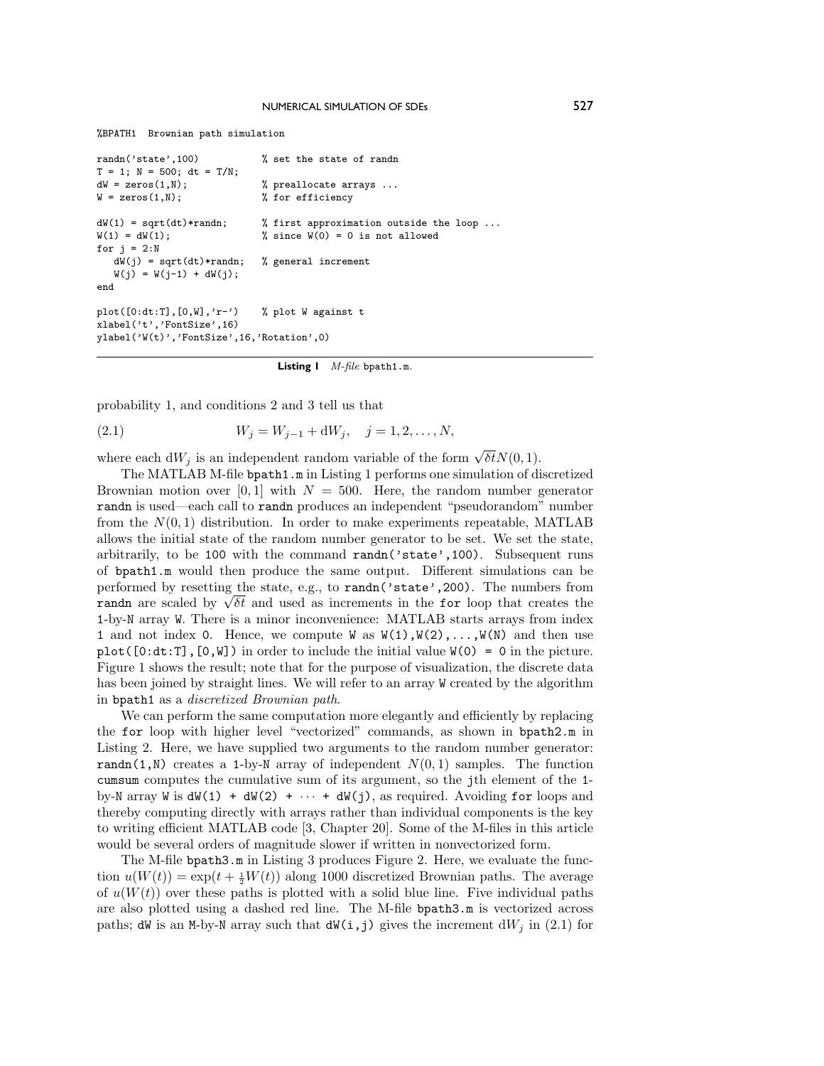```
%BPATH1  Brownian path simulation

randn('state',100)           % set the state of randn
T = 1; N = 500; dt = T/N;
dW = zeros(1,N);             % preallocate arrays ...
W = zeros(1,N);              % for efficiency

dW(1) = sqrt(dt)*randn;      % first approximation outside the loop ...
W(1) = dW(1);                % since W(0) = 0 is not allowed
for j = 2:N
   dW(j) = sqrt(dt)*randn;   % general increment
   W(j) = W(j-1) + dW(j);
end

plot([0:dt:T],[0,W],'r-')    % plot W against t
xlabel('t','FontSize',16)
ylabel('W(t)','FontSize',16,'Rotation',0)
```

**Listing 1** *M-file* `bpath1.m`.

probability 1, and conditions 2 and 3 tell us that

$$W_j = W_{j-1} + \mathrm{d}W_j, \quad j = 1, 2, \ldots, N, \tag{2.1}$$

where each $\mathrm{d}W_j$ is an independent random variable of the form $\sqrt{\delta t} N(0,1)$.

The MATLAB M-file `bpath1.m` in Listing 1 performs one simulation of discretized Brownian motion over $[0,1]$ with $N = 500$. Here, the random number generator `randn` is used—each call to `randn` produces an independent "pseudorandom" number from the $N(0,1)$ distribution. In order to make experiments repeatable, MATLAB allows the initial state of the random number generator to be set. We set the state, arbitrarily, to be `100` with the command `randn('state',100)`. Subsequent runs of `bpath1.m` would then produce the same output. Different simulations can be performed by resetting the state, e.g., to `randn('state',200)`. The numbers from `randn` are scaled by $\sqrt{\delta t}$ and used as increments in the `for` loop that creates the `1`-by-`N` array `W`. There is a minor inconvenience: MATLAB starts arrays from index `1` and not index `0`. Hence, we compute `W` as `W(1),W(2),...,W(N)` and then use `plot([0:dt:T],[0,W])` in order to include the initial value `W(0) = 0` in the picture. Figure 1 shows the result; note that for the purpose of visualization, the discrete data has been joined by straight lines. We will refer to an array `W` created by the algorithm in `bpath1` as a *discretized Brownian path*.

We can perform the same computation more elegantly and efficiently by replacing the `for` loop with higher level "vectorized" commands, as shown in `bpath2.m` in Listing 2. Here, we have supplied two arguments to the random number generator: `randn(1,N)` creates a `1`-by-`N` array of independent $N(0,1)$ samples. The function `cumsum` computes the cumulative sum of its argument, so the `j`th element of the `1`-by-`N` array `W` is `dW(1) + dW(2) + ··· + dW(j)`, as required. Avoiding `for` loops and thereby computing directly with arrays rather than individual components is the key to writing efficient MATLAB code [3, Chapter 20]. Some of the M-files in this article would be several orders of magnitude slower if written in nonvectorized form.

The M-file `bpath3.m` in Listing 3 produces Figure 2. Here, we evaluate the function $u(W(t)) = \exp(t + \frac{1}{2}W(t))$ along 1000 discretized Brownian paths. The average of $u(W(t))$ over these paths is plotted with a solid blue line. Five individual paths are also plotted using a dashed red line. The M-file `bpath3.m` is vectorized across paths; `dW` is an `M`-by-`N` array such that `dW(i,j)` gives the increment $\mathrm{d}W_j$ in (2.1) for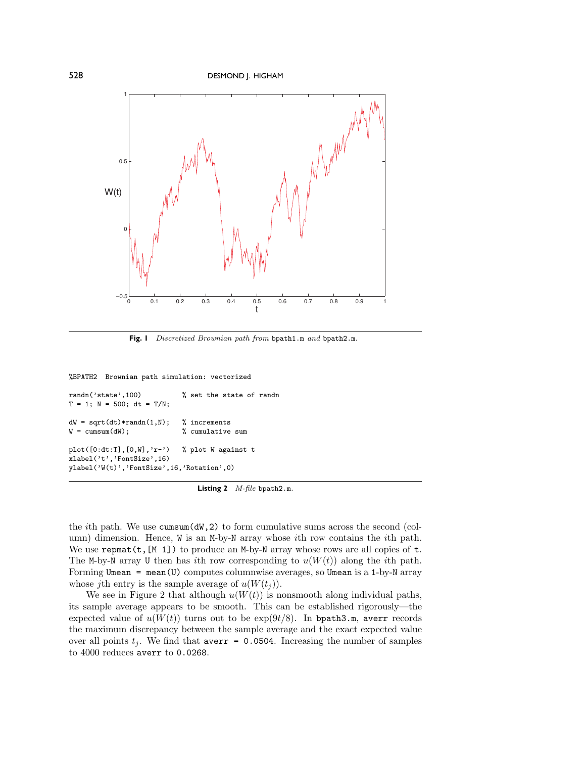**Fig. 1** *Discretized Brownian path from* bpath1.m *and* bpath2.m.

```
%BPATH2  Brownian path simulation: vectorized

randn('state',100)          % set the state of randn
T = 1; N = 500; dt = T/N;

dW = sqrt(dt)*randn(1,N);   % increments
W = cumsum(dW);             % cumulative sum

plot([0:dt:T],[0,W],'r-')   % plot W against t
xlabel('t','FontSize',16)
ylabel('W(t)','FontSize',16,'Rotation',0)
```

**Listing 2** *M-file* bpath2.m.

the $i$th path. We use `cumsum(dW,2)` to form cumulative sums across the second (column) dimension. Hence, `W` is an `M`-by-`N` array whose $i$th row contains the $i$th path. We use `repmat(t,[M 1])` to produce an `M`-by-`N` array whose rows are all copies of `t`. The `M`-by-`N` array `U` then has $i$th row corresponding to $u(W(t))$ along the $i$th path. Forming `Umean = mean(U)` computes columnwise averages, so `Umean` is a `1`-by-`N` array whose $j$th entry is the sample average of $u(W(t_j))$.

We see in Figure 2 that although $u(W(t))$ is nonsmooth along individual paths, its sample average appears to be smooth. This can be established rigorously—the expected value of $u(W(t))$ turns out to be $\exp(9t/8)$. In `bpath3.m`, `averr` records the maximum discrepancy between the sample average and the exact expected value over all points $t_j$. We find that `averr = 0.0504`. Increasing the number of samples to 4000 reduces `averr` to `0.0268`.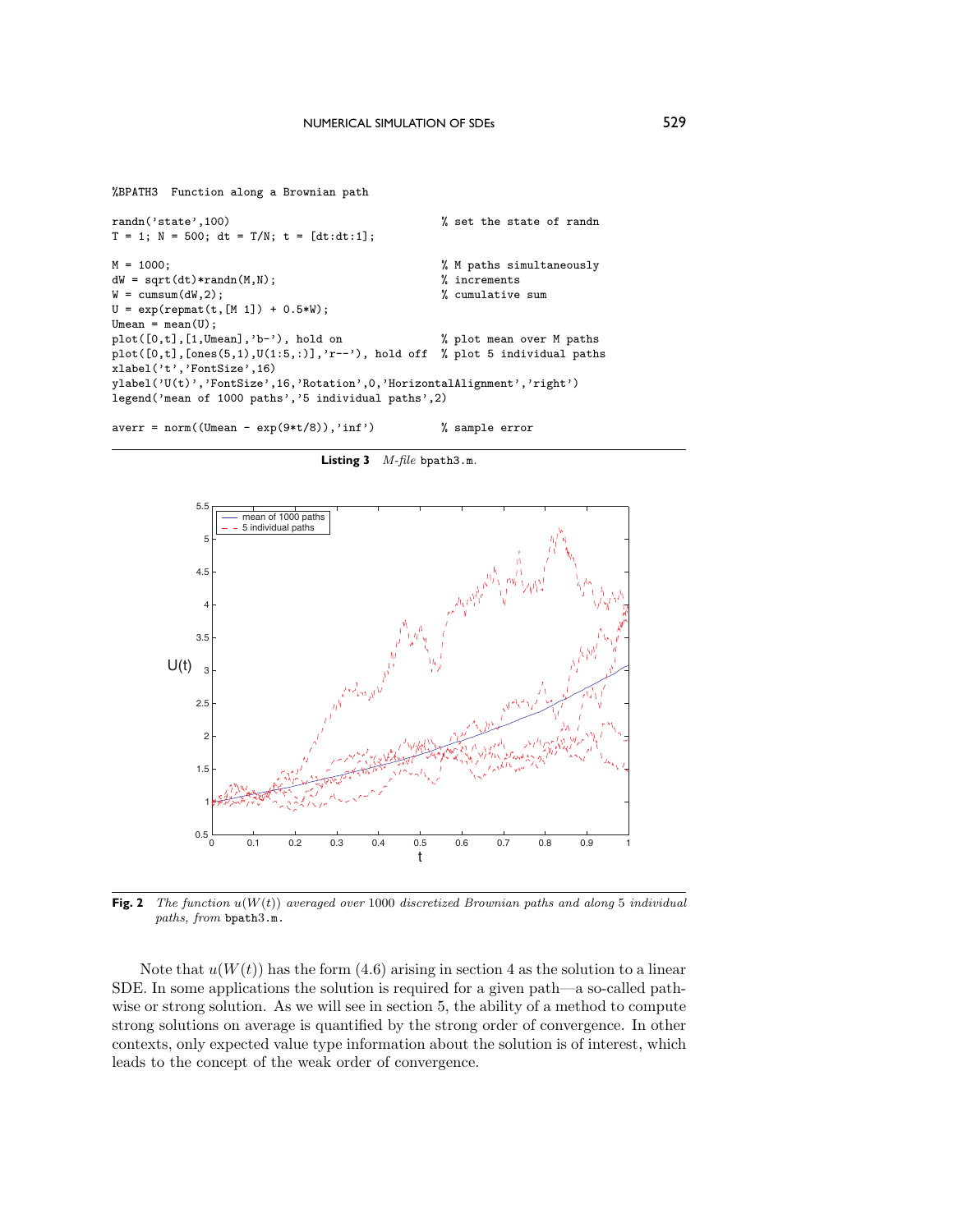```
%BPATH3  Function along a Brownian path

randn('state',100)                              % set the state of randn
T = 1; N = 500; dt = T/N; t = [dt:dt:1];

M = 1000;                                       % M paths simultaneously
dW = sqrt(dt)*randn(M,N);                       % increments
W = cumsum(dW,2);                               % cumulative sum
U = exp(repmat(t,[M 1]) + 0.5*W);
Umean = mean(U);
plot([0,t],[1,Umean],'b-'), hold on             % plot mean over M paths
plot([0,t],[ones(5,1),U(1:5,:)],'r--'), hold off  % plot 5 individual paths
xlabel('t','FontSize',16)
ylabel('U(t)','FontSize',16,'Rotation',0,'HorizontalAlignment','right')
legend('mean of 1000 paths','5 individual paths',2)

averr = norm((Umean - exp(9*t/8)),'inf')        % sample error
```

**Listing 3** *M-file* `bpath3.m`.

**Fig. 2** *The function $u(W(t))$ averaged over 1000 discretized Brownian paths and along 5 individual paths, from* `bpath3.m`.

Note that $u(W(t))$ has the form (4.6) arising in section 4 as the solution to a linear SDE. In some applications the solution is required for a given path—a so-called pathwise or strong solution. As we will see in section 5, the ability of a method to compute strong solutions on average is quantified by the strong order of convergence. In other contexts, only expected value type information about the solution is of interest, which leads to the concept of the weak order of convergence.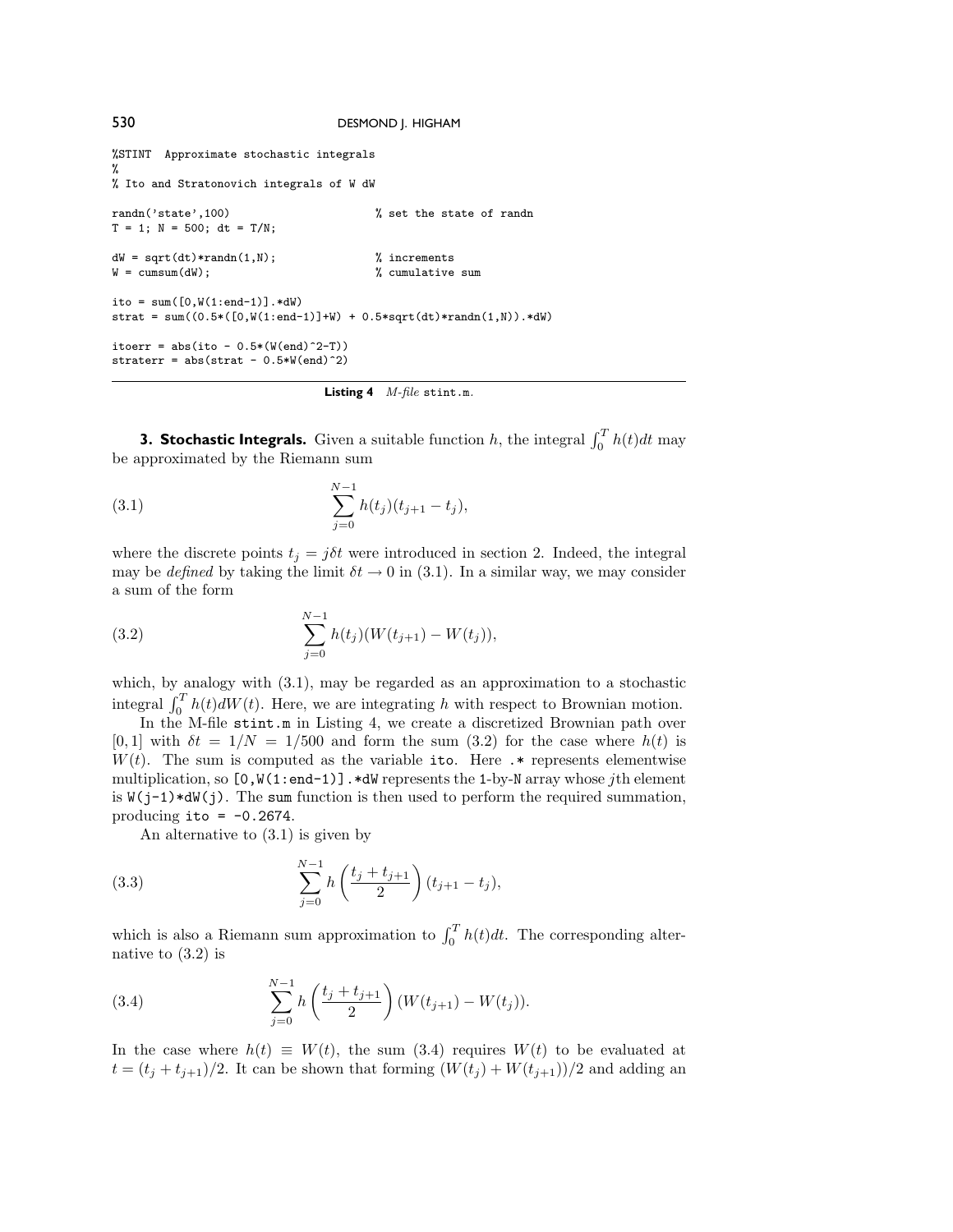```
%STINT  Approximate stochastic integrals
%
% Ito and Stratonovich integrals of W dW

randn('state',100)                       % set the state of randn
T = 1; N = 500; dt = T/N;

dW = sqrt(dt)*randn(1,N);                % increments
W = cumsum(dW);                          % cumulative sum

ito = sum([0,W(1:end-1)].*dW)
strat = sum((0.5*([0,W(1:end-1)]+W) + 0.5*sqrt(dt)*randn(1,N)).*dW)

itoerr = abs(ito - 0.5*(W(end)^2-T))
straterr = abs(strat - 0.5*W(end)^2)
```

**Listing 4** *M-file* `stint.m`.

## 3. Stochastic Integrals.

Given a suitable function $h$, the integral $\int_0^T h(t)dt$ may be approximated by the Riemann sum

$$\sum_{j=0}^{N-1} h(t_j)(t_{j+1} - t_j), \tag{3.1}$$

where the discrete points $t_j = j\delta t$ were introduced in section 2. Indeed, the integral may be *defined* by taking the limit $\delta t \to 0$ in (3.1). In a similar way, we may consider a sum of the form

$$\sum_{j=0}^{N-1} h(t_j)(W(t_{j+1}) - W(t_j)), \tag{3.2}$$

which, by analogy with (3.1), may be regarded as an approximation to a stochastic integral $\int_0^T h(t)dW(t)$. Here, we are integrating $h$ with respect to Brownian motion.

In the M-file `stint.m` in Listing 4, we create a discretized Brownian path over $[0, 1]$ with $\delta t = 1/N = 1/500$ and form the sum (3.2) for the case where $h(t)$ is $W(t)$. The sum is computed as the variable `ito`. Here `.*` represents elementwise multiplication, so `[0,W(1:end-1)].*dW` represents the 1-by-N array whose $j$th element is `W(j-1)*dW(j)`. The `sum` function is then used to perform the required summation, producing `ito = -0.2674`.

An alternative to (3.1) is given by

$$\sum_{j=0}^{N-1} h\left(\frac{t_j + t_{j+1}}{2}\right)(t_{j+1} - t_j), \tag{3.3}$$

which is also a Riemann sum approximation to $\int_0^T h(t)dt$. The corresponding alternative to (3.2) is

$$\sum_{j=0}^{N-1} h\left(\frac{t_j + t_{j+1}}{2}\right)(W(t_{j+1}) - W(t_j)). \tag{3.4}$$

In the case where $h(t) \equiv W(t)$, the sum (3.4) requires $W(t)$ to be evaluated at $t = (t_j + t_{j+1})/2$. It can be shown that forming $(W(t_j) + W(t_{j+1}))/2$ and adding an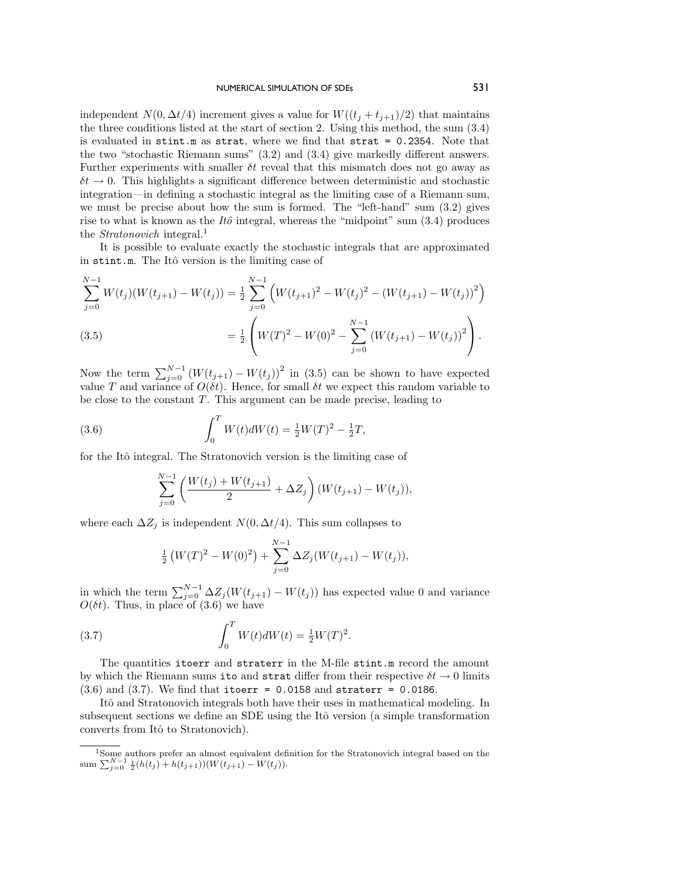independent $N(0, \Delta t/4)$ increment gives a value for $W((t_j + t_{j+1})/2)$ that maintains the three conditions listed at the start of section 2. Using this method, the sum (3.4) is evaluated in `stint.m` as `strat`, where we find that `strat = 0.2354`. Note that the two "stochastic Riemann sums" (3.2) and (3.4) give markedly different answers. Further experiments with smaller $\delta t$ reveal that this mismatch does not go away as $\delta t \to 0$. This highlights a significant difference between deterministic and stochastic integration—in defining a stochastic integral as the limiting case of a Riemann sum, we must be precise about how the sum is formed. The "left-hand" sum (3.2) gives rise to what is known as the *Itô* integral, whereas the "midpoint" sum (3.4) produces the *Stratonovich* integral.[1]

It is possible to evaluate exactly the stochastic integrals that are approximated in `stint.m`. The Itô version is the limiting case of

$$\sum_{j=0}^{N-1} W(t_j)(W(t_{j+1}) - W(t_j)) = \tfrac{1}{2} \sum_{j=0}^{N-1} \left( W(t_{j+1})^2 - W(t_j)^2 - (W(t_{j+1}) - W(t_j))^2 \right)$$

$$= \tfrac{1}{2} \left( W(T)^2 - W(0)^2 - \sum_{j=0}^{N-1} (W(t_{j+1}) - W(t_j))^2 \right). \tag{3.5}$$

Now the term $\sum_{j=0}^{N-1} (W(t_{j+1}) - W(t_j))^2$ in (3.5) can be shown to have expected value $T$ and variance of $O(\delta t)$. Hence, for small $\delta t$ we expect this random variable to be close to the constant $T$. This argument can be made precise, leading to

$$\int_0^T W(t)dW(t) = \tfrac{1}{2} W(T)^2 - \tfrac{1}{2} T, \tag{3.6}$$

for the Itô integral. The Stratonovich version is the limiting case of

$$\sum_{j=0}^{N-1} \left( \frac{W(t_j) + W(t_{j+1})}{2} + \Delta Z_j \right) (W(t_{j+1}) - W(t_j)),$$

where each $\Delta Z_j$ is independent $N(0, \Delta t/4)$. This sum collapses to

$$\tfrac{1}{2} \left( W(T)^2 - W(0)^2 \right) + \sum_{j=0}^{N-1} \Delta Z_j (W(t_{j+1}) - W(t_j)),$$

in which the term $\sum_{j=0}^{N-1} \Delta Z_j (W(t_{j+1}) - W(t_j))$ has expected value 0 and variance $O(\delta t)$. Thus, in place of (3.6) we have

$$\int_0^T W(t)dW(t) = \tfrac{1}{2} W(T)^2. \tag{3.7}$$

The quantities `itoerr` and `straterr` in the M-file `stint.m` record the amount by which the Riemann sums `ito` and `strat` differ from their respective $\delta t \to 0$ limits (3.6) and (3.7). We find that `itoerr = 0.0158` and `straterr = 0.0186`.

Itô and Stratonovich integrals both have their uses in mathematical modeling. In subsequent sections we define an SDE using the Itô version (a simple transformation converts from Itô to Stratonovich).

---

[1] Some authors prefer an almost equivalent definition for the Stratonovich integral based on the sum $\sum_{j=0}^{N-1} \frac{1}{2}(h(t_j) + h(t_{j+1}))(W(t_{j+1}) - W(t_j))$.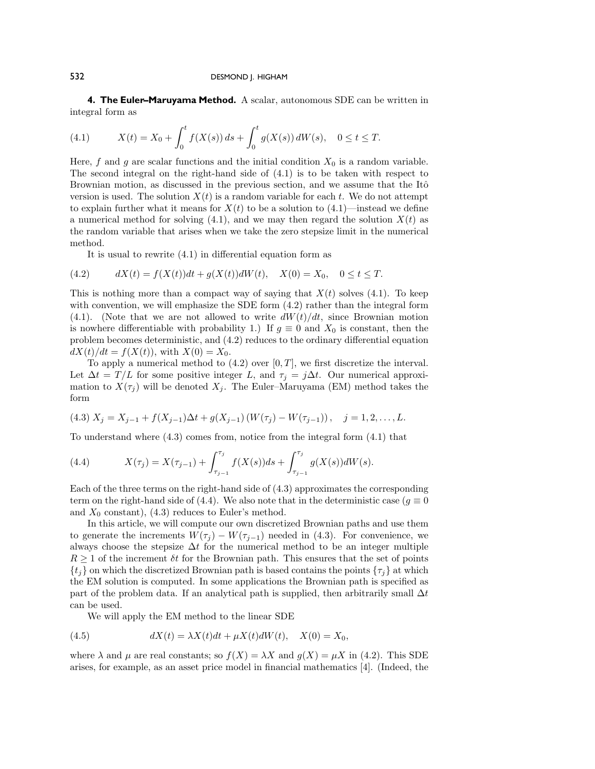## 4. The Euler–Maruyama Method.

A scalar, autonomous SDE can be written in integral form as

$$X(t) = X_0 + \int_0^t f(X(s))\, ds + \int_0^t g(X(s))\, dW(s), \quad 0 \le t \le T. \tag{4.1}$$

Here, $f$ and $g$ are scalar functions and the initial condition $X_0$ is a random variable. The second integral on the right-hand side of (4.1) is to be taken with respect to Brownian motion, as discussed in the previous section, and we assume that the Itô version is used. The solution $X(t)$ is a random variable for each $t$. We do not attempt to explain further what it means for $X(t)$ to be a solution to (4.1)—instead we define a numerical method for solving (4.1), and we may then regard the solution $X(t)$ as the random variable that arises when we take the zero stepsize limit in the numerical method.

It is usual to rewrite (4.1) in differential equation form as

$$dX(t) = f(X(t))dt + g(X(t))dW(t), \quad X(0) = X_0, \quad 0 \le t \le T. \tag{4.2}$$

This is nothing more than a compact way of saying that $X(t)$ solves (4.1). To keep with convention, we will emphasize the SDE form (4.2) rather than the integral form (4.1). (Note that we are not allowed to write $dW(t)/dt$, since Brownian motion is nowhere differentiable with probability 1.) If $g \equiv 0$ and $X_0$ is constant, then the problem becomes deterministic, and (4.2) reduces to the ordinary differential equation $dX(t)/dt = f(X(t))$, with $X(0) = X_0$.

To apply a numerical method to (4.2) over $[0, T]$, we first discretize the interval. Let $\Delta t = T/L$ for some positive integer $L$, and $\tau_j = j\Delta t$. Our numerical approximation to $X(\tau_j)$ will be denoted $X_j$. The Euler–Maruyama (EM) method takes the form

$$X_j = X_{j-1} + f(X_{j-1})\Delta t + g(X_{j-1})\left(W(\tau_j) - W(\tau_{j-1})\right), \quad j = 1, 2, \ldots, L. \tag{4.3}$$

To understand where (4.3) comes from, notice from the integral form (4.1) that

$$X(\tau_j) = X(\tau_{j-1}) + \int_{\tau_{j-1}}^{\tau_j} f(X(s))ds + \int_{\tau_{j-1}}^{\tau_j} g(X(s))dW(s). \tag{4.4}$$

Each of the three terms on the right-hand side of (4.3) approximates the corresponding term on the right-hand side of (4.4). We also note that in the deterministic case ($g \equiv 0$ and $X_0$ constant), (4.3) reduces to Euler's method.

In this article, we will compute our own discretized Brownian paths and use them to generate the increments $W(\tau_j) - W(\tau_{j-1})$ needed in (4.3). For convenience, we always choose the stepsize $\Delta t$ for the numerical method to be an integer multiple $R \ge 1$ of the increment $\delta t$ for the Brownian path. This ensures that the set of points $\{t_j\}$ on which the discretized Brownian path is based contains the points $\{\tau_j\}$ at which the EM solution is computed. In some applications the Brownian path is specified as part of the problem data. If an analytical path is supplied, then arbitrarily small $\Delta t$ can be used.

We will apply the EM method to the linear SDE

$$dX(t) = \lambda X(t)dt + \mu X(t)dW(t), \quad X(0) = X_0, \tag{4.5}$$

where $\lambda$ and $\mu$ are real constants; so $f(X) = \lambda X$ and $g(X) = \mu X$ in (4.2). This SDE arises, for example, as an asset price model in financial mathematics [4]. (Indeed, the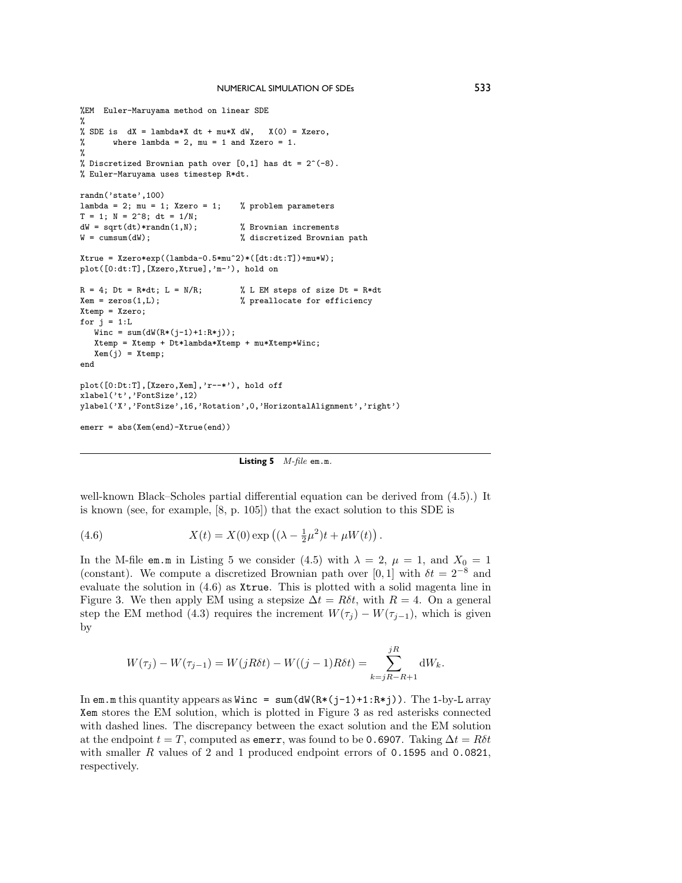```
%EM  Euler-Maruyama method on linear SDE
%
% SDE is  dX = lambda*X dt + mu*X dW,   X(0) = Xzero,
%      where lambda = 2, mu = 1 and Xzero = 1.
%
% Discretized Brownian path over [0,1] has dt = 2^(-8).
% Euler-Maruyama uses timestep R*dt.

randn('state',100)
lambda = 2; mu = 1; Xzero = 1;    % problem parameters
T = 1; N = 2^8; dt = 1/N;
dW = sqrt(dt)*randn(1,N);         % Brownian increments
W = cumsum(dW);                   % discretized Brownian path

Xtrue = Xzero*exp((lambda-0.5*mu^2)*([dt:dt:T])+mu*W);
plot([0:dt:T],[Xzero,Xtrue],'m-'), hold on

R = 4; Dt = R*dt; L = N/R;        % L EM steps of size Dt = R*dt
Xem = zeros(1,L);                 % preallocate for efficiency
Xtemp = Xzero;
for j = 1:L
   Winc = sum(dW(R*(j-1)+1:R*j));
   Xtemp = Xtemp + Dt*lambda*Xtemp + mu*Xtemp*Winc;
   Xem(j) = Xtemp;
end

plot([0:Dt:T],[Xzero,Xem],'r--*'), hold off
xlabel('t','FontSize',12)
ylabel('X','FontSize',16,'Rotation',0,'HorizontalAlignment','right')

emerr = abs(Xem(end)-Xtrue(end))
```

**Listing 5** *M-file* `em.m`.

well-known Black–Scholes partial differential equation can be derived from (4.5).) It is known (see, for example, [8, p. 105]) that the exact solution to this SDE is

$$X(t) = X(0) \exp\left((\lambda - \tfrac{1}{2}\mu^2)t + \mu W(t)\right). \tag{4.6}$$

In the M-file `em.m` in Listing 5 we consider (4.5) with $\lambda = 2$, $\mu = 1$, and $X_0 = 1$ (constant). We compute a discretized Brownian path over $[0, 1]$ with $\delta t = 2^{-8}$ and evaluate the solution in (4.6) as `Xtrue`. This is plotted with a solid magenta line in Figure 3. We then apply EM using a stepsize $\Delta t = R\delta t$, with $R = 4$. On a general step the EM method (4.3) requires the increment $W(\tau_j) - W(\tau_{j-1})$, which is given by

$$W(\tau_j) - W(\tau_{j-1}) = W(jR\delta t) - W((j-1)R\delta t) = \sum_{k=jR-R+1}^{jR} \mathrm{d}W_k.$$

In `em.m` this quantity appears as `Winc = sum(dW(R*(j-1)+1:R*j))`. The 1-by-L array `Xem` stores the EM solution, which is plotted in Figure 3 as red asterisks connected with dashed lines. The discrepancy between the exact solution and the EM solution at the endpoint $t = T$, computed as `emerr`, was found to be 0.6907. Taking $\Delta t = R\delta t$ with smaller $R$ values of 2 and 1 produced endpoint errors of 0.1595 and 0.0821, respectively.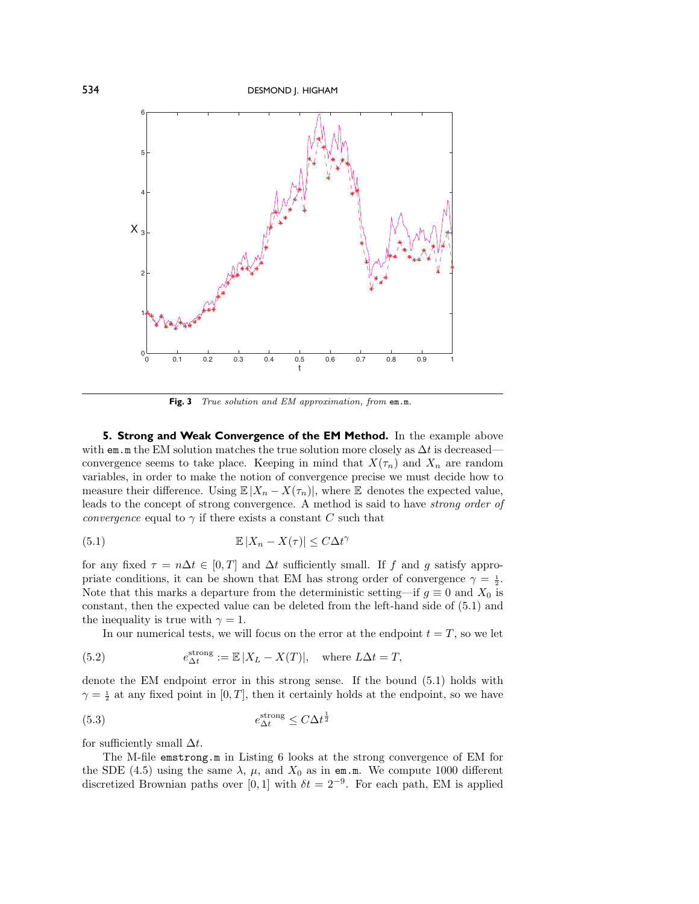**Fig. 3** *True solution and EM approximation, from* `em.m`.

## 5. Strong and Weak Convergence of the EM Method.

In the example above with `em.m` the EM solution matches the true solution more closely as $\Delta t$ is decreased—convergence seems to take place. Keeping in mind that $X(\tau_n)$ and $X_n$ are random variables, in order to make the notion of convergence precise we must decide how to measure their difference. Using $\mathbb{E}\,|X_n - X(\tau_n)|$, where $\mathbb{E}$ denotes the expected value, leads to the concept of strong convergence. A method is said to have *strong order of convergence* equal to $\gamma$ if there exists a constant $C$ such that

$$\mathbb{E}\,|X_n - X(\tau)| \leq C\Delta t^{\gamma} \tag{5.1}$$

for any fixed $\tau = n\Delta t \in [0, T]$ and $\Delta t$ sufficiently small. If $f$ and $g$ satisfy appropriate conditions, it can be shown that EM has strong order of convergence $\gamma = \frac{1}{2}$. Note that this marks a departure from the deterministic setting—if $g \equiv 0$ and $X_0$ is constant, then the expected value can be deleted from the left-hand side of (5.1) and the inequality is true with $\gamma = 1$.

In our numerical tests, we will focus on the error at the endpoint $t = T$, so we let

$$e^{\text{strong}}_{\Delta t} := \mathbb{E}\,|X_L - X(T)|, \quad \text{where } L\Delta t = T, \tag{5.2}$$

denote the EM endpoint error in this strong sense. If the bound (5.1) holds with $\gamma = \frac{1}{2}$ at any fixed point in $[0, T]$, then it certainly holds at the endpoint, so we have

$$e^{\text{strong}}_{\Delta t} \leq C\Delta t^{\frac{1}{2}} \tag{5.3}$$

for sufficiently small $\Delta t$.

The M-file `emstrong.m` in Listing 6 looks at the strong convergence of EM for the SDE (4.5) using the same $\lambda$, $\mu$, and $X_0$ as in `em.m`. We compute 1000 different discretized Brownian paths over $[0, 1]$ with $\delta t = 2^{-9}$. For each path, EM is applied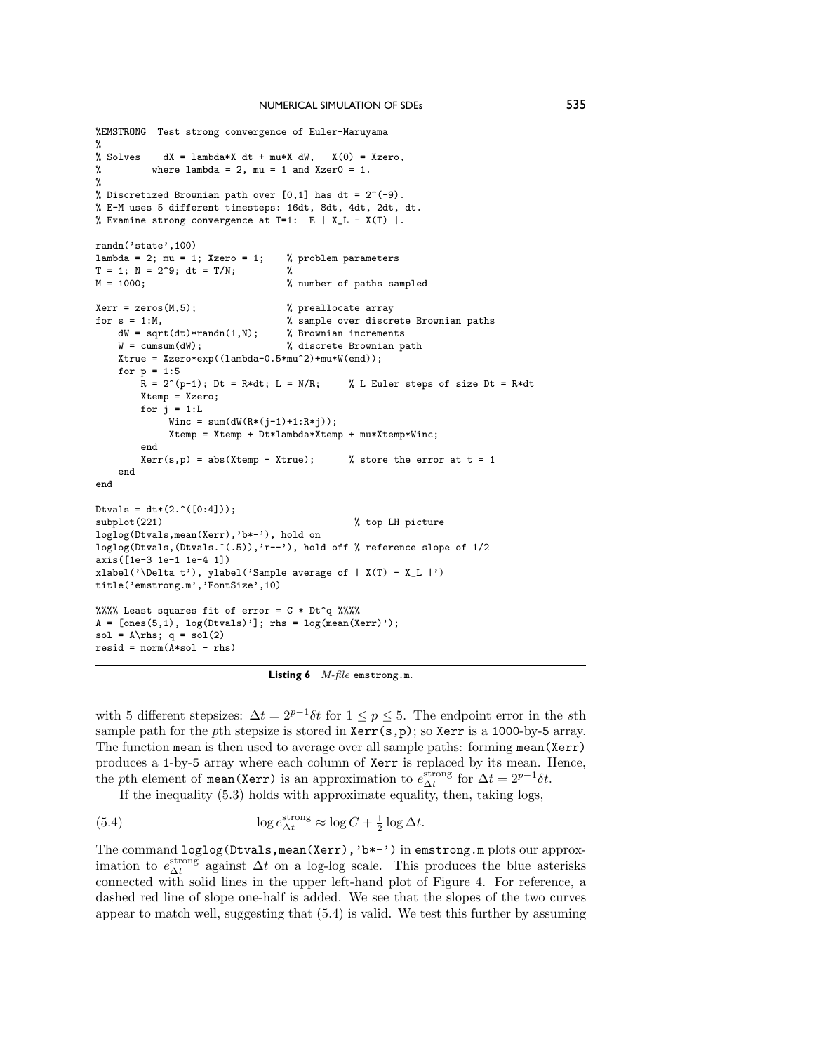```
%EMSTRONG  Test strong convergence of Euler-Maruyama
%
% Solves    dX = lambda*X dt + mu*X dW,   X(0) = Xzero,
%         where lambda = 2, mu = 1 and Xzer0 = 1.
%
% Discretized Brownian path over [0,1] has dt = 2^(-9).
% E-M uses 5 different timesteps: 16dt, 8dt, 4dt, 2dt, dt.
% Examine strong convergence at T=1:  E | X_L - X(T) |.

randn('state',100)
lambda = 2; mu = 1; Xzero = 1;    % problem parameters
T = 1; N = 2^9; dt = T/N;         %
M = 1000;                         % number of paths sampled

Xerr = zeros(M,5);                % preallocate array
for s = 1:M,                      % sample over discrete Brownian paths
    dW = sqrt(dt)*randn(1,N);     % Brownian increments
    W = cumsum(dW);               % discrete Brownian path
    Xtrue = Xzero*exp((lambda-0.5*mu^2)+mu*W(end));
    for p = 1:5
        R = 2^(p-1); Dt = R*dt; L = N/R;     % L Euler steps of size Dt = R*dt
        Xtemp = Xzero;
        for j = 1:L
             Winc = sum(dW(R*(j-1)+1:R*j));
             Xtemp = Xtemp + Dt*lambda*Xtemp + mu*Xtemp*Winc;
        end
        Xerr(s,p) = abs(Xtemp - Xtrue);      % store the error at t = 1
    end
end

Dtvals = dt*(2.^([0:4]));
subplot(221)                                 % top LH picture
loglog(Dtvals,mean(Xerr),'b*-'), hold on
loglog(Dtvals,(Dtvals.^(.5)),'r--'), hold off % reference slope of 1/2
axis([1e-3 1e-1 1e-4 1])
xlabel('\Delta t'), ylabel('Sample average of | X(T) - X_L |')
title('emstrong.m','FontSize',10)

%%%% Least squares fit of error = C * Dt^q %%%%
A = [ones(5,1), log(Dtvals)']; rhs = log(mean(Xerr)');
sol = A\rhs; q = sol(2)
resid = norm(A*sol - rhs)
```

**Listing 6** *M-file* emstrong.m.

with 5 different stepsizes: $\Delta t = 2^{p-1}\delta t$ for $1 \le p \le 5$. The endpoint error in the $s$th sample path for the $p$th stepsize is stored in Xerr(s,p); so Xerr is a 1000-by-5 array. The function mean is then used to average over all sample paths: forming mean(Xerr) produces a 1-by-5 array where each column of Xerr is replaced by its mean. Hence, the $p$th element of mean(Xerr) is an approximation to $e_{\Delta t}^{\text{strong}}$ for $\Delta t = 2^{p-1}\delta t$.

If the inequality (5.3) holds with approximate equality, then, taking logs,

$$\log e_{\Delta t}^{\text{strong}} \approx \log C + \tfrac{1}{2} \log \Delta t. \tag{5.4}$$

The command loglog(Dtvals,mean(Xerr),'b*-') in emstrong.m plots our approximation to $e_{\Delta t}^{\text{strong}}$ against $\Delta t$ on a log-log scale. This produces the blue asterisks connected with solid lines in the upper left-hand plot of Figure 4. For reference, a dashed red line of slope one-half is added. We see that the slopes of the two curves appear to match well, suggesting that (5.4) is valid. We test this further by assuming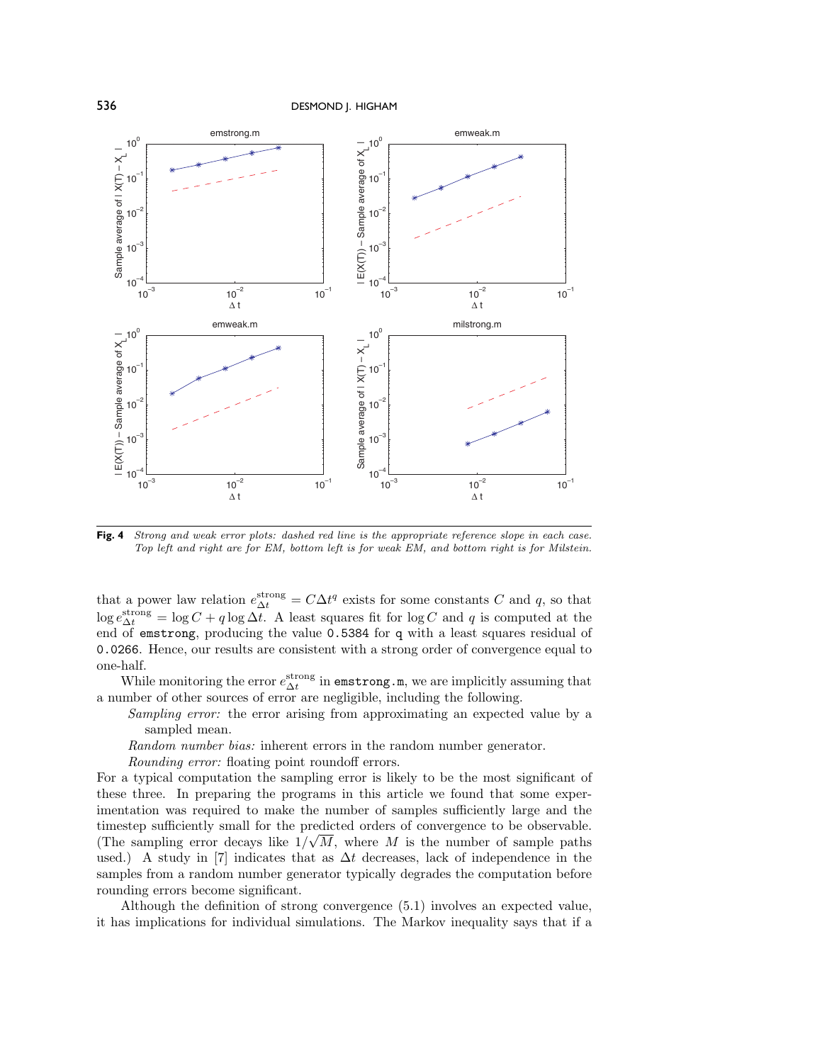**Fig. 4** *Strong and weak error plots: dashed red line is the appropriate reference slope in each case. Top left and right are for EM, bottom left is for weak EM, and bottom right is for Milstein.*

that a power law relation $e_{\Delta t}^{\text{strong}} = C\Delta t^q$ exists for some constants $C$ and $q$, so that $\log e_{\Delta t}^{\text{strong}} = \log C + q \log \Delta t$. A least squares fit for $\log C$ and $q$ is computed at the end of `emstrong`, producing the value `0.5384` for `q` with a least squares residual of `0.0266`. Hence, our results are consistent with a strong order of convergence equal to one-half.

While monitoring the error $e_{\Delta t}^{\text{strong}}$ in `emstrong.m`, we are implicitly assuming that a number of other sources of error are negligible, including the following.

*Sampling error:* the error arising from approximating an expected value by a sampled mean.

*Random number bias:* inherent errors in the random number generator.

*Rounding error:* floating point roundoff errors.

For a typical computation the sampling error is likely to be the most significant of these three. In preparing the programs in this article we found that some experimentation was required to make the number of samples sufficiently large and the timestep sufficiently small for the predicted orders of convergence to be observable. (The sampling error decays like $1/\sqrt{M}$, where $M$ is the number of sample paths used.) A study in [7] indicates that as $\Delta t$ decreases, lack of independence in the samples from a random number generator typically degrades the computation before rounding errors become significant.

Although the definition of strong convergence (5.1) involves an expected value, it has implications for individual simulations. The Markov inequality says that if a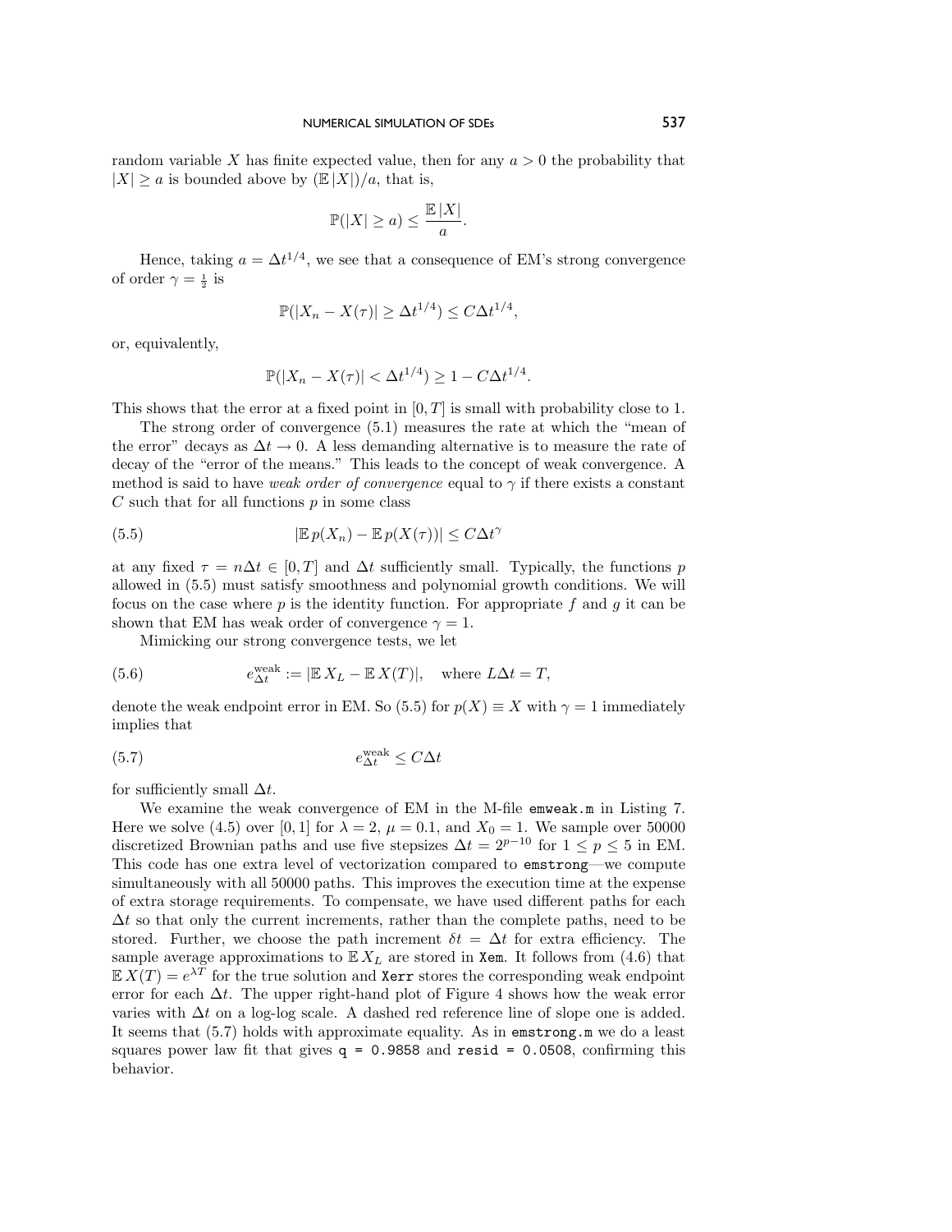random variable $X$ has finite expected value, then for any $a > 0$ the probability that $|X| \geq a$ is bounded above by $(\mathbb{E}\,|X|)/a$, that is,

$$\mathbb{P}(|X| \geq a) \leq \frac{\mathbb{E}\,|X|}{a}.$$

Hence, taking $a = \Delta t^{1/4}$, we see that a consequence of EM's strong convergence of order $\gamma = \frac{1}{2}$ is

$$\mathbb{P}(|X_n - X(\tau)| \geq \Delta t^{1/4}) \leq C\Delta t^{1/4},$$

or, equivalently,

$$\mathbb{P}(|X_n - X(\tau)| < \Delta t^{1/4}) \geq 1 - C\Delta t^{1/4}.$$

This shows that the error at a fixed point in $[0, T]$ is small with probability close to 1.

The strong order of convergence (5.1) measures the rate at which the "mean of the error" decays as $\Delta t \to 0$. A less demanding alternative is to measure the rate of decay of the "error of the means." This leads to the concept of weak convergence. A method is said to have *weak order of convergence* equal to $\gamma$ if there exists a constant $C$ such that for all functions $p$ in some class

$$|\mathbb{E}\,p(X_n) - \mathbb{E}\,p(X(\tau))| \leq C\Delta t^{\gamma} \tag{5.5}$$

at any fixed $\tau = n\Delta t \in [0, T]$ and $\Delta t$ sufficiently small. Typically, the functions $p$ allowed in (5.5) must satisfy smoothness and polynomial growth conditions. We will focus on the case where $p$ is the identity function. For appropriate $f$ and $g$ it can be shown that EM has weak order of convergence $\gamma = 1$.

Mimicking our strong convergence tests, we let

$$e_{\Delta t}^{\text{weak}} := |\mathbb{E}\,X_L - \mathbb{E}\,X(T)|, \quad \text{where } L\Delta t = T, \tag{5.6}$$

denote the weak endpoint error in EM. So (5.5) for $p(X) \equiv X$ with $\gamma = 1$ immediately implies that

$$e_{\Delta t}^{\text{weak}} \leq C\Delta t \tag{5.7}$$

for sufficiently small $\Delta t$.

We examine the weak convergence of EM in the M-file `emweak.m` in Listing 7. Here we solve (4.5) over $[0, 1]$ for $\lambda = 2$, $\mu = 0.1$, and $X_0 = 1$. We sample over 50000 discretized Brownian paths and use five stepsizes $\Delta t = 2^{p-10}$ for $1 \leq p \leq 5$ in EM. This code has one extra level of vectorization compared to `emstrong`—we compute simultaneously with all 50000 paths. This improves the execution time at the expense of extra storage requirements. To compensate, we have used different paths for each $\Delta t$ so that only the current increments, rather than the complete paths, need to be stored. Further, we choose the path increment $\delta t = \Delta t$ for extra efficiency. The sample average approximations to $\mathbb{E}\,X_L$ are stored in `Xem`. It follows from (4.6) that $\mathbb{E}\,X(T) = e^{\lambda T}$ for the true solution and `Xerr` stores the corresponding weak endpoint error for each $\Delta t$. The upper right-hand plot of Figure 4 shows how the weak error varies with $\Delta t$ on a log-log scale. A dashed red reference line of slope one is added. It seems that (5.7) holds with approximate equality. As in `emstrong.m` we do a least squares power law fit that gives `q = 0.9858` and `resid = 0.0508`, confirming this behavior.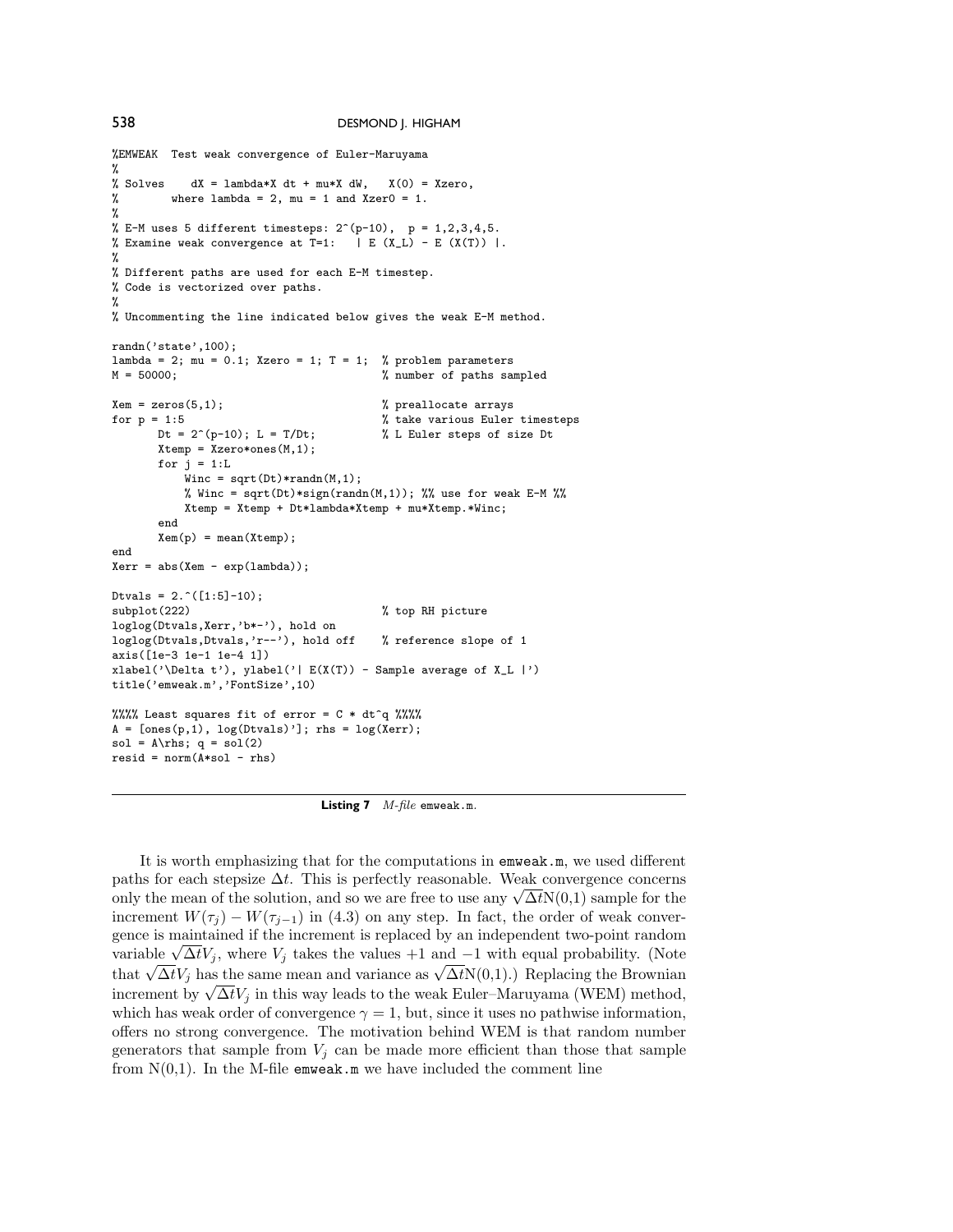```
%EMWEAK  Test weak convergence of Euler-Maruyama
%
% Solves    dX = lambda*X dt + mu*X dW,   X(0) = Xzero,
%         where lambda = 2, mu = 1 and Xzer0 = 1.
%
% E-M uses 5 different timesteps: 2^(p-10),  p = 1,2,3,4,5.
% Examine weak convergence at T=1:   | E (X_L) - E (X(T)) |.
%
% Different paths are used for each E-M timestep.
% Code is vectorized over paths.
%
% Uncommenting the line indicated below gives the weak E-M method.

randn('state',100);
lambda = 2; mu = 0.1; Xzero = 1; T = 1;  % problem parameters
M = 50000;                               % number of paths sampled

Xem = zeros(5,1);                        % preallocate arrays
for p = 1:5                              % take various Euler timesteps
       Dt = 2^(p-10); L = T/Dt;          % L Euler steps of size Dt
       Xtemp = Xzero*ones(M,1);
       for j = 1:L
           Winc = sqrt(Dt)*randn(M,1);
           % Winc = sqrt(Dt)*sign(randn(M,1)); %% use for weak E-M %%
           Xtemp = Xtemp + Dt*lambda*Xtemp + mu*Xtemp.*Winc;
       end
       Xem(p) = mean(Xtemp);
end
Xerr = abs(Xem - exp(lambda));

Dtvals = 2.^([1:5]-10);
subplot(222)                             % top RH picture
loglog(Dtvals,Xerr,'b*-'), hold on
loglog(Dtvals,Dtvals,'r--'), hold off    % reference slope of 1
axis([1e-3 1e-1 1e-4 1])
xlabel('\Delta t'), ylabel('| E(X(T)) - Sample average of X_L |')
title('emweak.m','FontSize',10)

%%%% Least squares fit of error = C * dt^q %%%%
A = [ones(p,1), log(Dtvals)']; rhs = log(Xerr);
sol = A\rhs; q = sol(2)
resid = norm(A*sol - rhs)
```

**Listing 7** *M-file* `emweak.m`.

It is worth emphasizing that for the computations in `emweak.m`, we used different paths for each stepsize $\Delta t$. This is perfectly reasonable. Weak convergence concerns only the mean of the solution, and so we are free to use any $\sqrt{\Delta t}\mathrm{N}(0,1)$ sample for the increment $W(\tau_j) - W(\tau_{j-1})$ in (4.3) on any step. In fact, the order of weak convergence is maintained if the increment is replaced by an independent two-point random variable $\sqrt{\Delta t}V_j$, where $V_j$ takes the values $+1$ and $-1$ with equal probability. (Note that $\sqrt{\Delta t}V_j$ has the same mean and variance as $\sqrt{\Delta t}\mathrm{N}(0,1)$.) Replacing the Brownian increment by $\sqrt{\Delta t}V_j$ in this way leads to the weak Euler–Maruyama (WEM) method, which has weak order of convergence $\gamma = 1$, but, since it uses no pathwise information, offers no strong convergence. The motivation behind WEM is that random number generators that sample from $V_j$ can be made more efficient than those that sample from N(0,1). In the M-file `emweak.m` we have included the comment line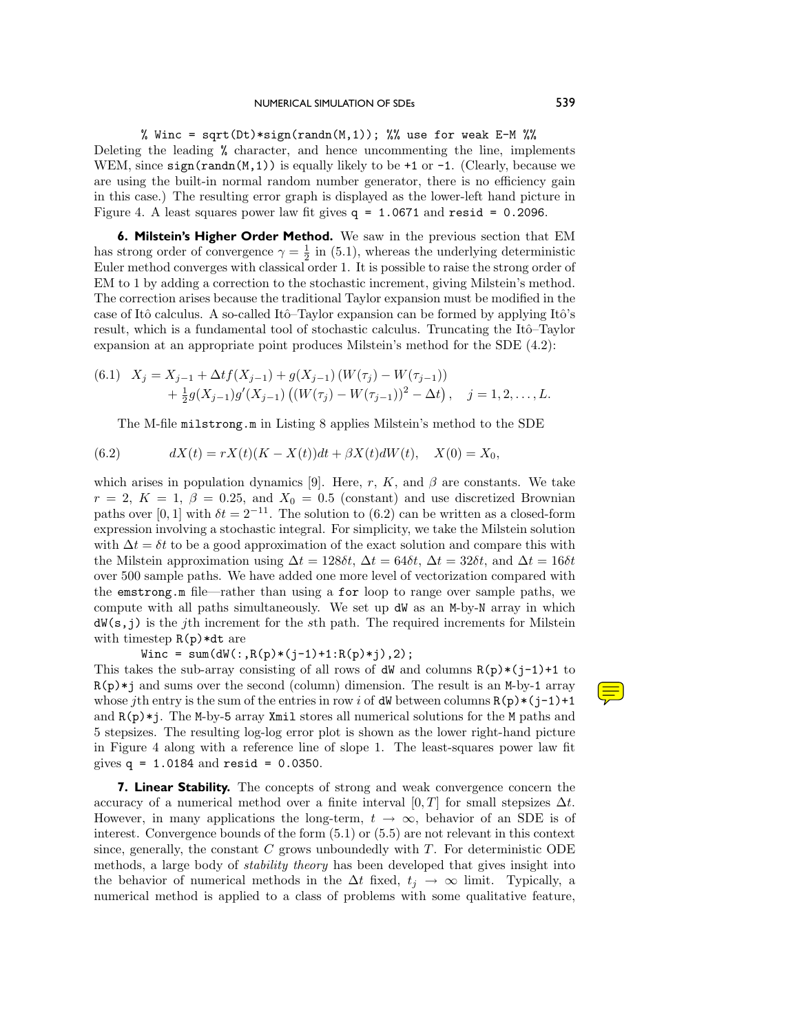```
% Winc = sqrt(Dt)*sign(randn(M,1)); %% use for weak E-M %%
```

Deleting the leading `%` character, and hence uncommenting the line, implements WEM, since `sign(randn(M,1))` is equally likely to be `+1` or `-1`. (Clearly, because we are using the built-in normal random number generator, there is no efficiency gain in this case.) The resulting error graph is displayed as the lower-left hand picture in Figure 4. A least squares power law fit gives `q = 1.0671` and `resid = 0.2096`.

**6. Milstein's Higher Order Method.** We saw in the previous section that EM has strong order of convergence $\gamma = \frac{1}{2}$ in (5.1), whereas the underlying deterministic Euler method converges with classical order 1. It is possible to raise the strong order of EM to 1 by adding a correction to the stochastic increment, giving Milstein's method. The correction arises because the traditional Taylor expansion must be modified in the case of Itô calculus. A so-called Itô–Taylor expansion can be formed by applying Itô's result, which is a fundamental tool of stochastic calculus. Truncating the Itô–Taylor expansion at an appropriate point produces Milstein's method for the SDE (4.2):

$$
\begin{aligned}
(6.1)\quad X_j = X_{j-1} &+ \Delta t f(X_{j-1}) + g(X_{j-1})\left(W(\tau_j) - W(\tau_{j-1})\right) \\
&+ \tfrac{1}{2} g(X_{j-1}) g'(X_{j-1}) \left( \left(W(\tau_j) - W(\tau_{j-1})\right)^2 - \Delta t \right), \quad j = 1, 2, \ldots, L.
\end{aligned}
$$

The M-file `milstrong.m` in Listing 8 applies Milstein's method to the SDE

$$
(6.2) \qquad dX(t) = rX(t)(K - X(t))dt + \beta X(t) dW(t), \quad X(0) = X_0,
$$

which arises in population dynamics [9]. Here, $r$, $K$, and $\beta$ are constants. We take $r = 2$, $K = 1$, $\beta = 0.25$, and $X_0 = 0.5$ (constant) and use discretized Brownian paths over $[0, 1]$ with $\delta t = 2^{-11}$. The solution to (6.2) can be written as a closed-form expression involving a stochastic integral. For simplicity, we take the Milstein solution with $\Delta t = \delta t$ to be a good approximation of the exact solution and compare this with the Milstein approximation using $\Delta t = 128\delta t$, $\Delta t = 64\delta t$, $\Delta t = 32\delta t$, and $\Delta t = 16\delta t$ over 500 sample paths. We have added one more level of vectorization compared with the `emstrong.m` file—rather than using a `for` loop to range over sample paths, we compute with all paths simultaneously. We set up `dW` as an `M`-by-`N` array in which `dW(s,j)` is the $j$th increment for the $s$th path. The required increments for Milstein with timestep `R(p)*dt` are

```
Winc = sum(dW(:,R(p)*(j-1)+1:R(p)*j),2);
```

This takes the sub-array consisting of all rows of `dW` and columns `R(p)*(j-1)+1` to `R(p)*j` and sums over the second (column) dimension. The result is an `M`-by-`1` array whose $j$th entry is the sum of the entries in row $i$ of `dW` between columns `R(p)*(j-1)+1` and `R(p)*j`. The `M`-by-`5` array `Xmil` stores all numerical solutions for the `M` paths and 5 stepsizes. The resulting log-log error plot is shown as the lower right-hand picture in Figure 4 along with a reference line of slope 1. The least-squares power law fit gives `q = 1.0184` and `resid = 0.0350`.

**7. Linear Stability.** The concepts of strong and weak convergence concern the accuracy of a numerical method over a finite interval $[0, T]$ for small stepsizes $\Delta t$. However, in many applications the long-term, $t \to \infty$, behavior of an SDE is of interest. Convergence bounds of the form (5.1) or (5.5) are not relevant in this context since, generally, the constant $C$ grows unboundedly with $T$. For deterministic ODE methods, a large body of *stability theory* has been developed that gives insight into the behavior of numerical methods in the $\Delta t$ fixed, $t_j \to \infty$ limit. Typically, a numerical method is applied to a class of problems with some qualitative feature,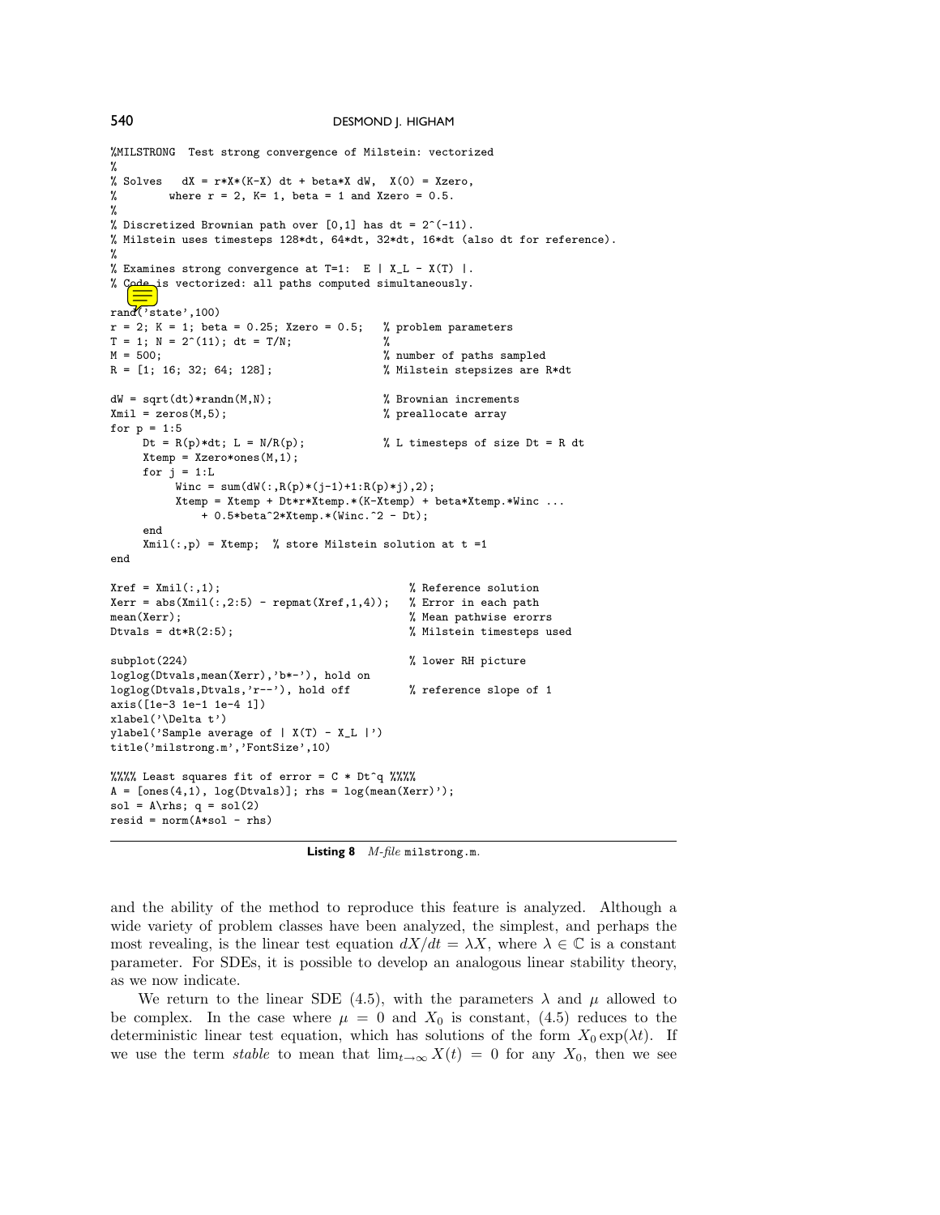```
%MILSTRONG  Test strong convergence of Milstein: vectorized
%
% Solves   dX = r*X*(K-X) dt + beta*X dW,  X(0) = Xzero,
%        where r = 2, K= 1, beta = 1 and Xzero = 0.5.
%
% Discretized Brownian path over [0,1] has dt = 2^(-11).
% Milstein uses timesteps 128*dt, 64*dt, 32*dt, 16*dt (also dt for reference).
%
% Examines strong convergence at T=1:  E | X_L - X(T) |.
% Code is vectorized: all paths computed simultaneously.

rand('state',100)
r = 2; K = 1; beta = 0.25; Xzero = 0.5;   % problem parameters
T = 1; N = 2^(11); dt = T/N;              %
M = 500;                                  % number of paths sampled
R = [1; 16; 32; 64; 128];                 % Milstein stepsizes are R*dt

dW = sqrt(dt)*randn(M,N);                 % Brownian increments
Xmil = zeros(M,5);                        % preallocate array
for p = 1:5
     Dt = R(p)*dt; L = N/R(p);            % L timesteps of size Dt = R dt
     Xtemp = Xzero*ones(M,1);
     for j = 1:L
          Winc = sum(dW(:,R(p)*(j-1)+1:R(p)*j),2);
          Xtemp = Xtemp + Dt*r*Xtemp.*(K-Xtemp) + beta*Xtemp.*Winc ...
              + 0.5*beta^2*Xtemp.*(Winc.^2 - Dt);
     end
     Xmil(:,p) = Xtemp;  % store Milstein solution at t =1
end

Xref = Xmil(:,1);                               % Reference solution
Xerr = abs(Xmil(:,2:5) - repmat(Xref,1,4));     % Error in each path
mean(Xerr);                                     % Mean pathwise erorrs
Dtvals = dt*R(2:5);                             % Milstein timesteps used

subplot(224)                                    % lower RH picture
loglog(Dtvals,mean(Xerr),'b*-'), hold on
loglog(Dtvals,Dtvals,'r--'), hold off           % reference slope of 1
axis([1e-3 1e-1 1e-4 1])
xlabel('\Delta t')
ylabel('Sample average of | X(T) - X_L |')
title('milstrong.m','FontSize',10)

%%%% Least squares fit of error = C * Dt^q %%%%
A = [ones(4,1), log(Dtvals)]; rhs = log(mean(Xerr)');
sol = A\rhs; q = sol(2)
resid = norm(A*sol - rhs)
```

**Listing 8** *M-file* `milstrong.m`.

and the ability of the method to reproduce this feature is analyzed. Although a wide variety of problem classes have been analyzed, the simplest, and perhaps the most revealing, is the linear test equation $dX/dt = \lambda X$, where $\lambda \in \mathbb{C}$ is a constant parameter. For SDEs, it is possible to develop an analogous linear stability theory, as we now indicate.

We return to the linear SDE (4.5), with the parameters $\lambda$ and $\mu$ allowed to be complex. In the case where $\mu = 0$ and $X_0$ is constant, (4.5) reduces to the deterministic linear test equation, which has solutions of the form $X_0 \exp(\lambda t)$. If we use the term *stable* to mean that $\lim_{t\to\infty} X(t) = 0$ for any $X_0$, then we see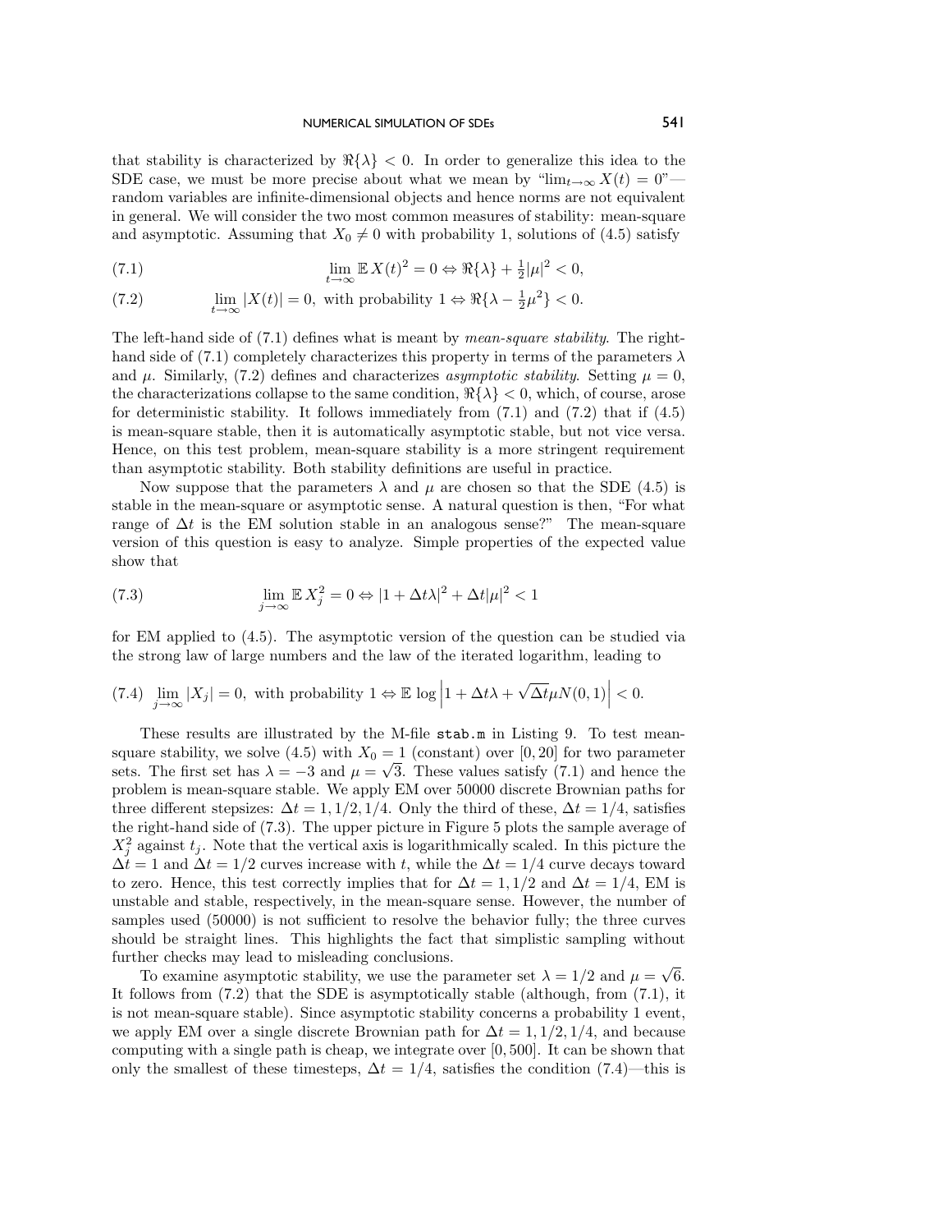that stability is characterized by $\Re\{\lambda\} < 0$. In order to generalize this idea to the SDE case, we must be more precise about what we mean by "$\lim_{t\to\infty} X(t) = 0$"—random variables are infinite-dimensional objects and hence norms are not equivalent in general. We will consider the two most common measures of stability: mean-square and asymptotic. Assuming that $X_0 \neq 0$ with probability 1, solutions of (4.5) satisfy

$$\lim_{t\to\infty} \mathbb{E}\, X(t)^2 = 0 \Leftrightarrow \Re\{\lambda\} + \tfrac{1}{2}|\mu|^2 < 0, \tag{7.1}$$

$$\lim_{t\to\infty} |X(t)| = 0, \text{ with probability } 1 \Leftrightarrow \Re\{\lambda - \tfrac{1}{2}\mu^2\} < 0. \tag{7.2}$$

The left-hand side of (7.1) defines what is meant by *mean-square stability*. The right-hand side of (7.1) completely characterizes this property in terms of the parameters $\lambda$ and $\mu$. Similarly, (7.2) defines and characterizes *asymptotic stability*. Setting $\mu = 0$, the characterizations collapse to the same condition, $\Re\{\lambda\} < 0$, which, of course, arose for deterministic stability. It follows immediately from (7.1) and (7.2) that if (4.5) is mean-square stable, then it is automatically asymptotic stable, but not vice versa. Hence, on this test problem, mean-square stability is a more stringent requirement than asymptotic stability. Both stability definitions are useful in practice.

Now suppose that the parameters $\lambda$ and $\mu$ are chosen so that the SDE (4.5) is stable in the mean-square or asymptotic sense. A natural question is then, "For what range of $\Delta t$ is the EM solution stable in an analogous sense?" The mean-square version of this question is easy to analyze. Simple properties of the expected value show that

$$\lim_{j\to\infty} \mathbb{E}\, X_j^2 = 0 \Leftrightarrow |1 + \Delta t\lambda|^2 + \Delta t|\mu|^2 < 1 \tag{7.3}$$

for EM applied to (4.5). The asymptotic version of the question can be studied via the strong law of large numbers and the law of the iterated logarithm, leading to

$$\lim_{j\to\infty} |X_j| = 0, \text{ with probability } 1 \Leftrightarrow \mathbb{E}\,\log\left|1 + \Delta t\lambda + \sqrt{\Delta t}\mu N(0,1)\right| < 0. \tag{7.4}$$

These results are illustrated by the M-file `stab.m` in Listing 9. To test mean-square stability, we solve (4.5) with $X_0 = 1$ (constant) over $[0, 20]$ for two parameter sets. The first set has $\lambda = -3$ and $\mu = \sqrt{3}$. These values satisfy (7.1) and hence the problem is mean-square stable. We apply EM over 50000 discrete Brownian paths for three different stepsizes: $\Delta t = 1, 1/2, 1/4$. Only the third of these, $\Delta t = 1/4$, satisfies the right-hand side of (7.3). The upper picture in Figure 5 plots the sample average of $X_j^2$ against $t_j$. Note that the vertical axis is logarithmically scaled. In this picture the $\Delta t = 1$ and $\Delta t = 1/2$ curves increase with $t$, while the $\Delta t = 1/4$ curve decays toward to zero. Hence, this test correctly implies that for $\Delta t = 1, 1/2$ and $\Delta t = 1/4$, EM is unstable and stable, respectively, in the mean-square sense. However, the number of samples used (50000) is not sufficient to resolve the behavior fully; the three curves should be straight lines. This highlights the fact that simplistic sampling without further checks may lead to misleading conclusions.

To examine asymptotic stability, we use the parameter set $\lambda = 1/2$ and $\mu = \sqrt{6}$. It follows from (7.2) that the SDE is asymptotically stable (although, from (7.1), it is not mean-square stable). Since asymptotic stability concerns a probability 1 event, we apply EM over a single discrete Brownian path for $\Delta t = 1, 1/2, 1/4$, and because computing with a single path is cheap, we integrate over $[0, 500]$. It can be shown that only the smallest of these timesteps, $\Delta t = 1/4$, satisfies the condition (7.4)—this is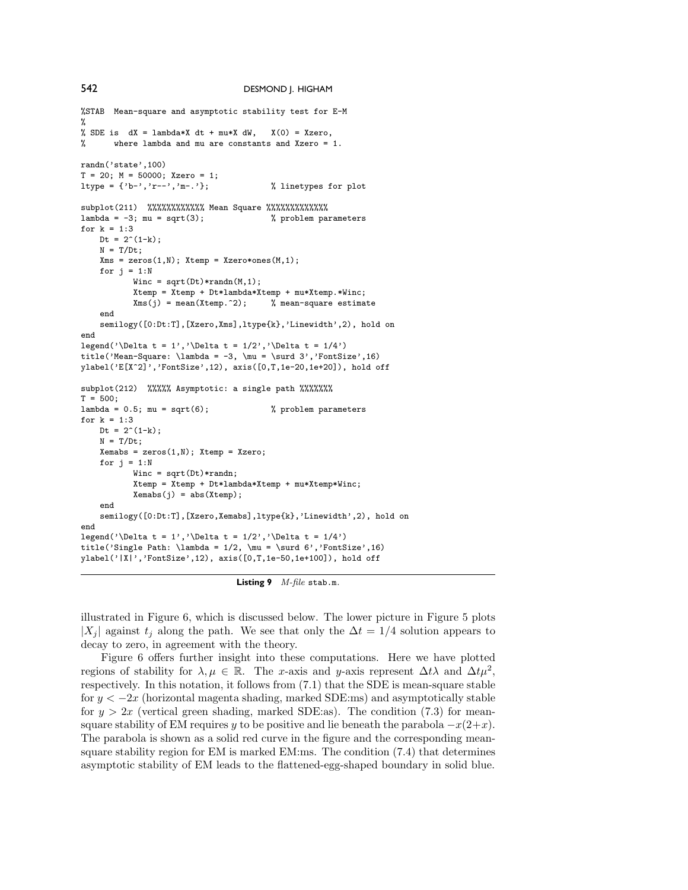```
%STAB  Mean-square and asymptotic stability test for E-M
%
% SDE is  dX = lambda*X dt + mu*X dW,   X(0) = Xzero,
%      where lambda and mu are constants and Xzero = 1.

randn('state',100)
T = 20; M = 50000; Xzero = 1;
ltype = {'b-','r--','m-.'};             % linetypes for plot

subplot(211)  %%%%%%%%%%%% Mean Square %%%%%%%%%%%%%
lambda = -3; mu = sqrt(3);              % problem parameters
for k = 1:3
    Dt = 2^(1-k);
    N = T/Dt;
    Xms = zeros(1,N); Xtemp = Xzero*ones(M,1);
    for j = 1:N
           Winc = sqrt(Dt)*randn(M,1);
           Xtemp = Xtemp + Dt*lambda*Xtemp + mu*Xtemp.*Winc;
           Xms(j) = mean(Xtemp.^2);     % mean-square estimate
    end
    semilogy([0:Dt:T],[Xzero,Xms],ltype{k},'Linewidth',2), hold on
end
legend('\Delta t = 1','\Delta t = 1/2','\Delta t = 1/4')
title('Mean-Square: \lambda = -3, \mu = \surd 3','FontSize',16)
ylabel('E[X^2]','FontSize',12), axis([0,T,1e-20,1e+20]), hold off

subplot(212)  %%%%% Asymptotic: a single path %%%%%%%
T = 500;
lambda = 0.5; mu = sqrt(6);             % problem parameters
for k = 1:3
    Dt = 2^(1-k);
    N = T/Dt;
    Xemabs = zeros(1,N); Xtemp = Xzero;
    for j = 1:N
           Winc = sqrt(Dt)*randn;
           Xtemp = Xtemp + Dt*lambda*Xtemp + mu*Xtemp*Winc;
           Xemabs(j) = abs(Xtemp);
    end
    semilogy([0:Dt:T],[Xzero,Xemabs],ltype{k},'Linewidth',2), hold on
end
legend('\Delta t = 1','\Delta t = 1/2','\Delta t = 1/4')
title('Single Path: \lambda = 1/2, \mu = \surd 6','FontSize',16)
ylabel('|X|','FontSize',12), axis([0,T,1e-50,1e+100]), hold off
```

**Listing 9** *M-file* stab.m.

illustrated in Figure 6, which is discussed below. The lower picture in Figure 5 plots $|X_j|$ against $t_j$ along the path. We see that only the $\Delta t = 1/4$ solution appears to decay to zero, in agreement with the theory.

Figure 6 offers further insight into these computations. Here we have plotted regions of stability for $\lambda, \mu \in \mathbb{R}$. The $x$-axis and $y$-axis represent $\Delta t\lambda$ and $\Delta t\mu^2$, respectively. In this notation, it follows from (7.1) that the SDE is mean-square stable for $y < -2x$ (horizontal magenta shading, marked SDE:ms) and asymptotically stable for $y > 2x$ (vertical green shading, marked SDE:as). The condition (7.3) for mean-square stability of EM requires $y$ to be positive and lie beneath the parabola $-x(2+x)$. The parabola is shown as a solid red curve in the figure and the corresponding mean-square stability region for EM is marked EM:ms. The condition (7.4) that determines asymptotic stability of EM leads to the flattened-egg-shaped boundary in solid blue.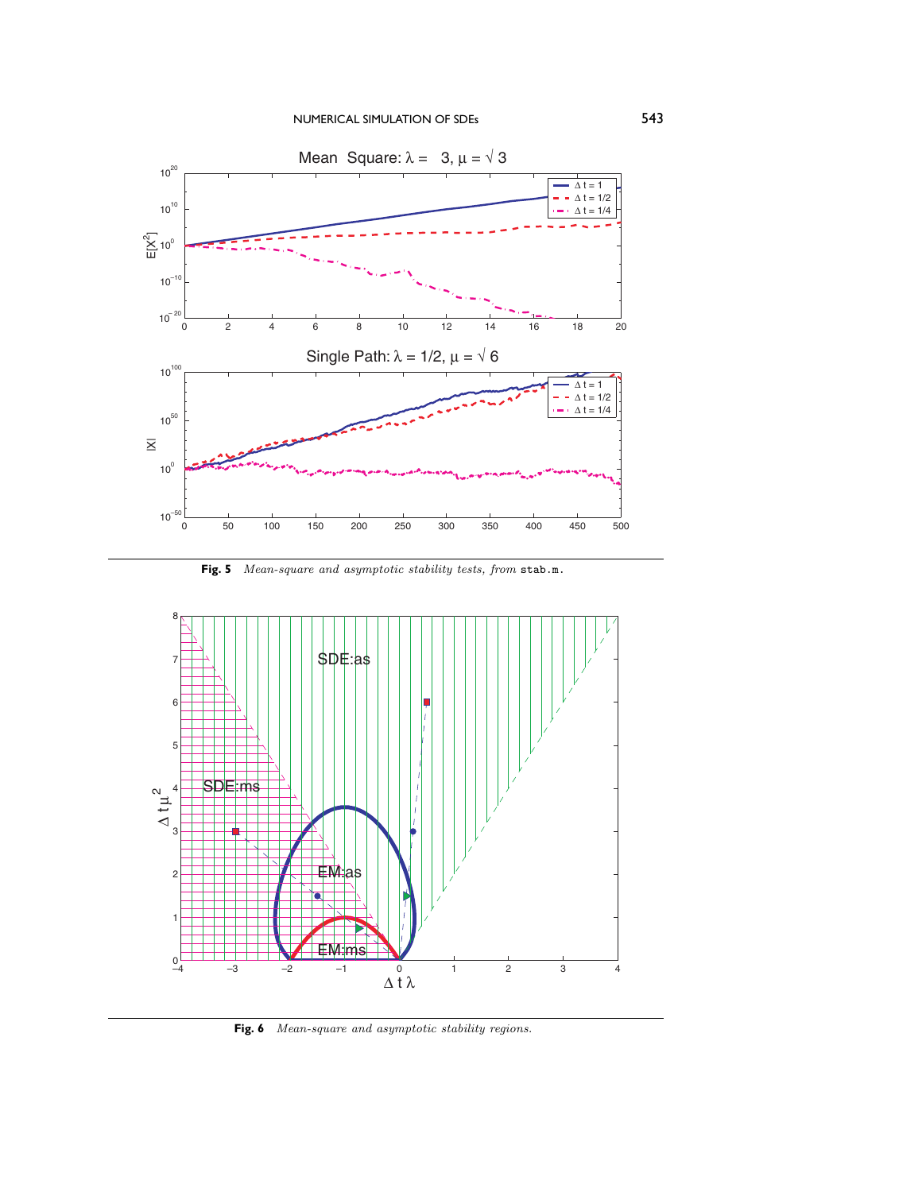**Fig. 5** *Mean-square and asymptotic stability tests, from* `stab.m`.

**Fig. 6** *Mean-square and asymptotic stability regions.*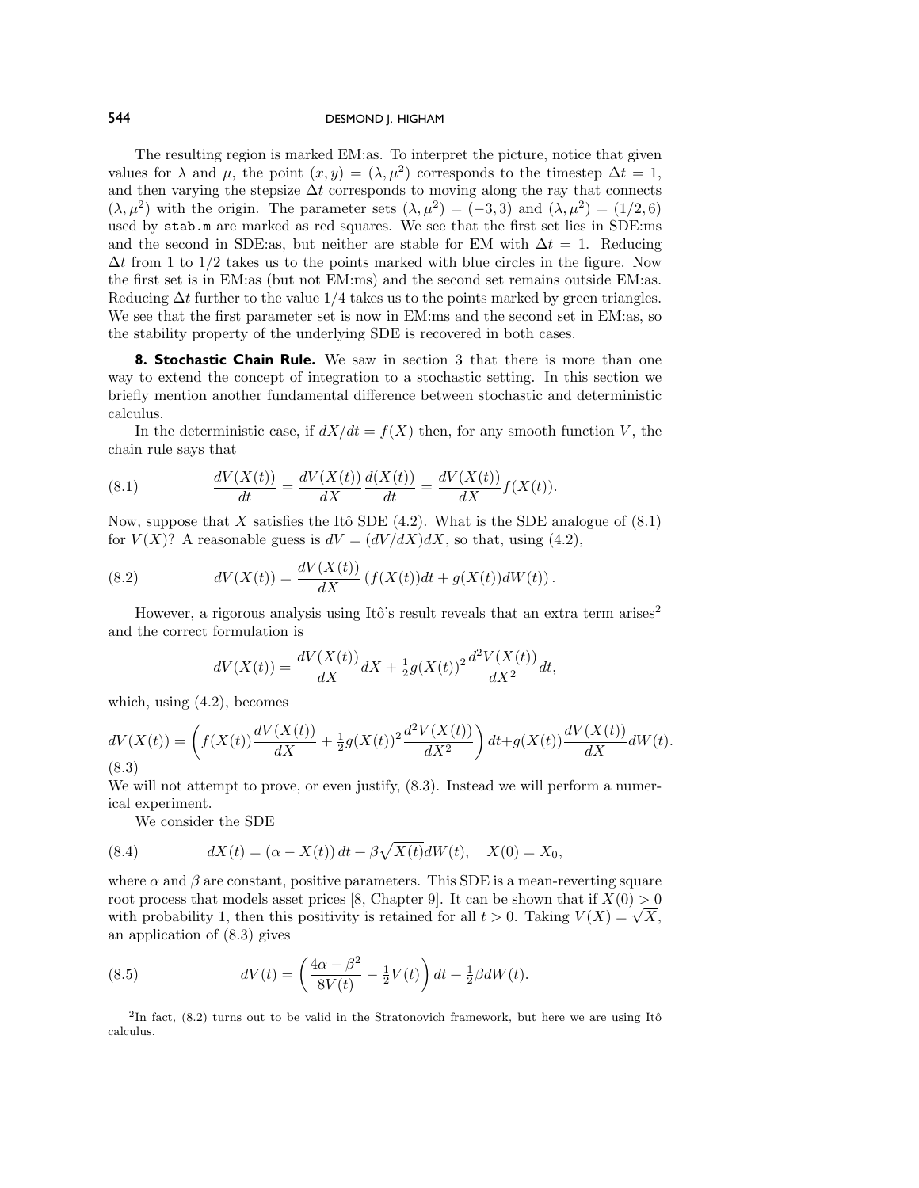The resulting region is marked EM:as. To interpret the picture, notice that given values for $\lambda$ and $\mu$, the point $(x, y) = (\lambda, \mu^2)$ corresponds to the timestep $\Delta t = 1$, and then varying the stepsize $\Delta t$ corresponds to moving along the ray that connects $(\lambda, \mu^2)$ with the origin. The parameter sets $(\lambda, \mu^2) = (-3, 3)$ and $(\lambda, \mu^2) = (1/2, 6)$ used by `stab.m` are marked as red squares. We see that the first set lies in SDE:ms and the second in SDE:as, but neither are stable for EM with $\Delta t = 1$. Reducing $\Delta t$ from 1 to 1/2 takes us to the points marked with blue circles in the figure. Now the first set is in EM:as (but not EM:ms) and the second set remains outside EM:as. Reducing $\Delta t$ further to the value 1/4 takes us to the points marked by green triangles. We see that the first parameter set is now in EM:ms and the second set in EM:as, so the stability property of the underlying SDE is recovered in both cases.

## 8. Stochastic Chain Rule.

We saw in section 3 that there is more than one way to extend the concept of integration to a stochastic setting. In this section we briefly mention another fundamental difference between stochastic and deterministic calculus.

In the deterministic case, if $dX/dt = f(X)$ then, for any smooth function $V$, the chain rule says that

$$\frac{dV(X(t))}{dt} = \frac{dV(X(t))}{dX}\frac{d(X(t))}{dt} = \frac{dV(X(t))}{dX}f(X(t)). \tag{8.1}$$

Now, suppose that $X$ satisfies the Itô SDE (4.2). What is the SDE analogue of (8.1) for $V(X)$? A reasonable guess is $dV = (dV/dX)dX$, so that, using (4.2),

$$dV(X(t)) = \frac{dV(X(t))}{dX}\left(f(X(t))dt + g(X(t))dW(t)\right). \tag{8.2}$$

However, a rigorous analysis using Itô's result reveals that an extra term arises[2] and the correct formulation is

$$dV(X(t)) = \frac{dV(X(t))}{dX}dX + \tfrac{1}{2}g(X(t))^2\frac{d^2V(X(t))}{dX^2}dt,$$

which, using (4.2), becomes

$$dV(X(t)) = \left(f(X(t))\frac{dV(X(t))}{dX} + \tfrac{1}{2}g(X(t))^2\frac{d^2V(X(t))}{dX^2}\right)dt + g(X(t))\frac{dV(X(t))}{dX}dW(t). \tag{8.3}$$

We will not attempt to prove, or even justify, (8.3). Instead we will perform a numerical experiment.

We consider the SDE

$$dX(t) = (\alpha - X(t))\,dt + \beta\sqrt{X(t)}dW(t), \quad X(0) = X_0, \tag{8.4}$$

where $\alpha$ and $\beta$ are constant, positive parameters. This SDE is a mean-reverting square root process that models asset prices [8, Chapter 9]. It can be shown that if $X(0) > 0$ with probability 1, then this positivity is retained for all $t > 0$. Taking $V(X) = \sqrt{X}$, an application of (8.3) gives

$$dV(t) = \left(\frac{4\alpha - \beta^2}{8V(t)} - \tfrac{1}{2}V(t)\right)dt + \tfrac{1}{2}\beta dW(t). \tag{8.5}$$

[2] In fact, (8.2) turns out to be valid in the Stratonovich framework, but here we are using Itô calculus.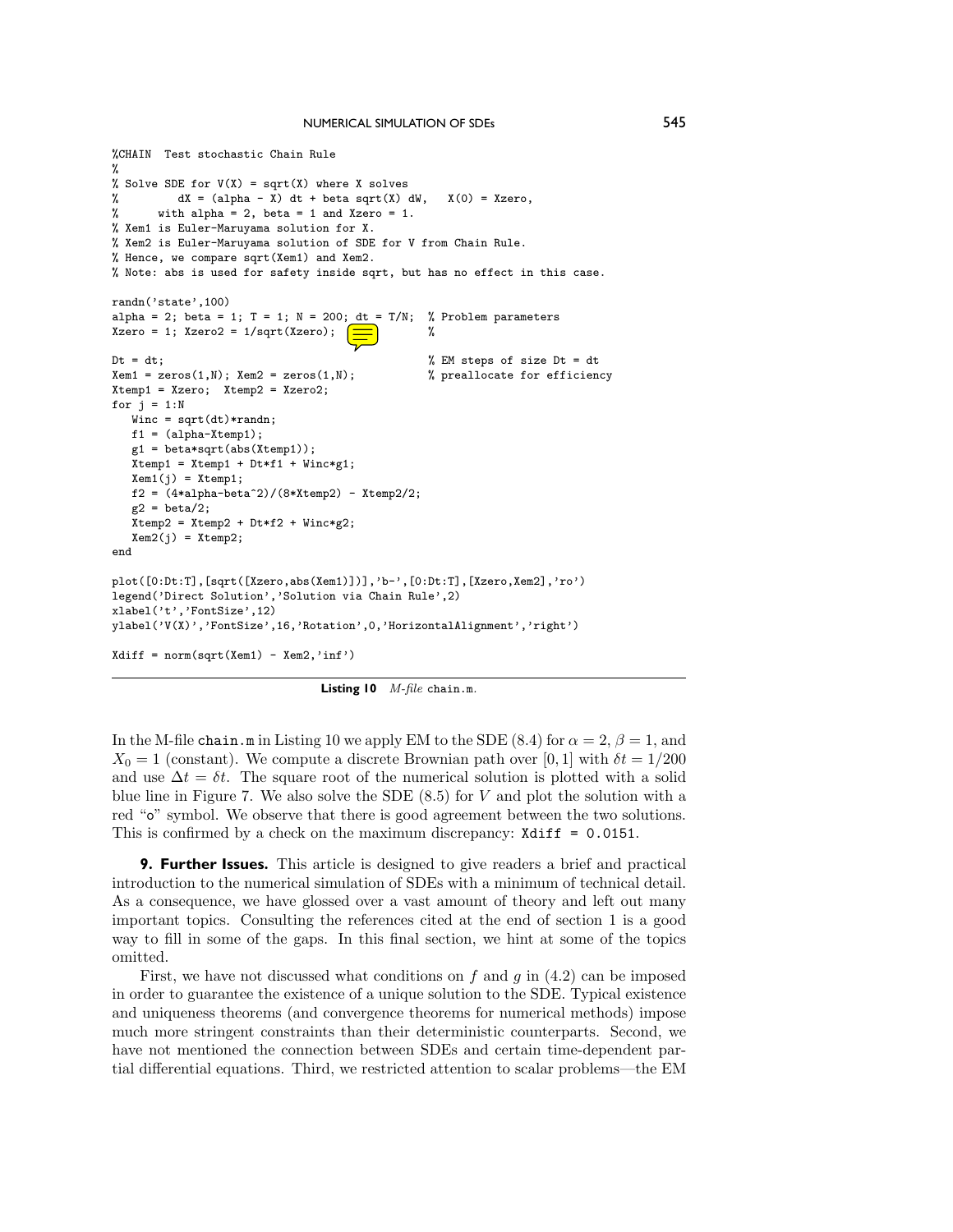```
%CHAIN  Test stochastic Chain Rule
%
% Solve SDE for V(X) = sqrt(X) where X solves
%         dX = (alpha - X) dt + beta sqrt(X) dW,   X(0) = Xzero,
%      with alpha = 2, beta = 1 and Xzero = 1.
% Xem1 is Euler-Maruyama solution for X.
% Xem2 is Euler-Maruyama solution of SDE for V from Chain Rule.
% Hence, we compare sqrt(Xem1) and Xem2.
% Note: abs is used for safety inside sqrt, but has no effect in this case.

randn('state',100)
alpha = 2; beta = 1; T = 1; N = 200; dt = T/N;  % Problem parameters
Xzero = 1; Xzero2 = 1/sqrt(Xzero);              %

Dt = dt;                                         % EM steps of size Dt = dt
Xem1 = zeros(1,N); Xem2 = zeros(1,N);            % preallocate for efficiency
Xtemp1 = Xzero;  Xtemp2 = Xzero2;
for j = 1:N
   Winc = sqrt(dt)*randn;
   f1 = (alpha-Xtemp1);
   g1 = beta*sqrt(abs(Xtemp1));
   Xtemp1 = Xtemp1 + Dt*f1 + Winc*g1;
   Xem1(j) = Xtemp1;
   f2 = (4*alpha-beta^2)/(8*Xtemp2) - Xtemp2/2;
   g2 = beta/2;
   Xtemp2 = Xtemp2 + Dt*f2 + Winc*g2;
   Xem2(j) = Xtemp2;
end

plot([0:Dt:T],[sqrt([Xzero,abs(Xem1)])],'b-',[0:Dt:T],[Xzero,Xem2],'ro')
legend('Direct Solution','Solution via Chain Rule',2)
xlabel('t','FontSize',12)
ylabel('V(X)','FontSize',16,'Rotation',0,'HorizontalAlignment','right')

Xdiff = norm(sqrt(Xem1) - Xem2,'inf')
```

**Listing 10** *M-file* `chain.m`.

In the M-file `chain.m` in Listing 10 we apply EM to the SDE (8.4) for $\alpha = 2$, $\beta = 1$, and $X_0 = 1$ (constant). We compute a discrete Brownian path over $[0, 1]$ with $\delta t = 1/200$ and use $\Delta t = \delta t$. The square root of the numerical solution is plotted with a solid blue line in Figure 7. We also solve the SDE (8.5) for $V$ and plot the solution with a red "o" symbol. We observe that there is good agreement between the two solutions. This is confirmed by a check on the maximum discrepancy: `Xdiff = 0.0151`.

**9. Further Issues.** This article is designed to give readers a brief and practical introduction to the numerical simulation of SDEs with a minimum of technical detail. As a consequence, we have glossed over a vast amount of theory and left out many important topics. Consulting the references cited at the end of section 1 is a good way to fill in some of the gaps. In this final section, we hint at some of the topics omitted.

First, we have not discussed what conditions on $f$ and $g$ in (4.2) can be imposed in order to guarantee the existence of a unique solution to the SDE. Typical existence and uniqueness theorems (and convergence theorems for numerical methods) impose much more stringent constraints than their deterministic counterparts. Second, we have not mentioned the connection between SDEs and certain time-dependent partial differential equations. Third, we restricted attention to scalar problems—the EM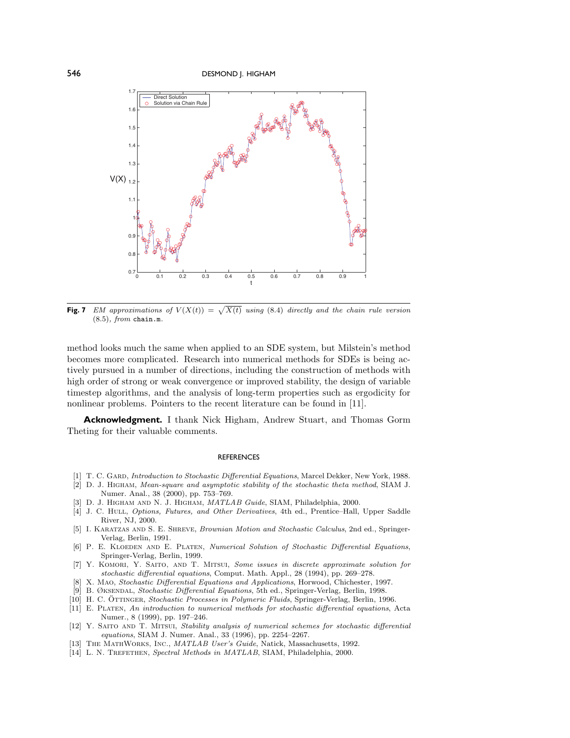Direct Solution
Solution via Chain Rule

V(X)

1.7
1.6
1.5
1.4
1.3
1.2
1.1
1
0.9
0.8
0.7

0 0.1 0.2 0.3 0.4 0.5 0.6 0.7 0.8 0.9 1

t

**Fig. 7** *EM approximations of* $V(X(t)) = \sqrt{X(t)}$ *using* (8.4) *directly and the chain rule version* (8.5)*, from* `chain.m`.

method looks much the same when applied to an SDE system, but Milstein's method becomes more complicated. Research into numerical methods for SDEs is being actively pursued in a number of directions, including the construction of methods with high order of strong or weak convergence or improved stability, the design of variable timestep algorithms, and the analysis of long-term properties such as ergodicity for nonlinear problems. Pointers to the recent literature can be found in [11].

**Acknowledgment.** I thank Nick Higham, Andrew Stuart, and Thomas Gorm Theting for their valuable comments.

## REFERENCES

[1] T. C. Gard, *Introduction to Stochastic Differential Equations*, Marcel Dekker, New York, 1988.

[2] D. J. Higham, *Mean-square and asymptotic stability of the stochastic theta method*, SIAM J. Numer. Anal., 38 (2000), pp. 753–769.

[3] D. J. Higham and N. J. Higham, *MATLAB Guide*, SIAM, Philadelphia, 2000.

[4] J. C. Hull, *Options, Futures, and Other Derivatives*, 4th ed., Prentice–Hall, Upper Saddle River, NJ, 2000.

[5] I. Karatzas and S. E. Shreve, *Brownian Motion and Stochastic Calculus*, 2nd ed., Springer-Verlag, Berlin, 1991.

[6] P. E. Kloeden and E. Platen, *Numerical Solution of Stochastic Differential Equations*, Springer-Verlag, Berlin, 1999.

[7] Y. Komori, Y. Saito, and T. Mitsui, *Some issues in discrete approximate solution for stochastic differential equations*, Comput. Math. Appl., 28 (1994), pp. 269–278.

[8] X. Mao, *Stochastic Differential Equations and Applications*, Horwood, Chichester, 1997.

[9] B. Øksendal, *Stochastic Differential Equations*, 5th ed., Springer-Verlag, Berlin, 1998.

[10] H. C. Öttinger, *Stochastic Processes in Polymeric Fluids*, Springer-Verlag, Berlin, 1996.

[11] E. Platen, *An introduction to numerical methods for stochastic differential equations*, Acta Numer., 8 (1999), pp. 197–246.

[12] Y. Saito and T. Mitsui, *Stability analysis of numerical schemes for stochastic differential equations*, SIAM J. Numer. Anal., 33 (1996), pp. 2254–2267.

[13] The MathWorks, Inc., *MATLAB User's Guide*, Natick, Massachusetts, 1992.

[14] L. N. Trefethen, *Spectral Methods in MATLAB*, SIAM, Philadelphia, 2000.